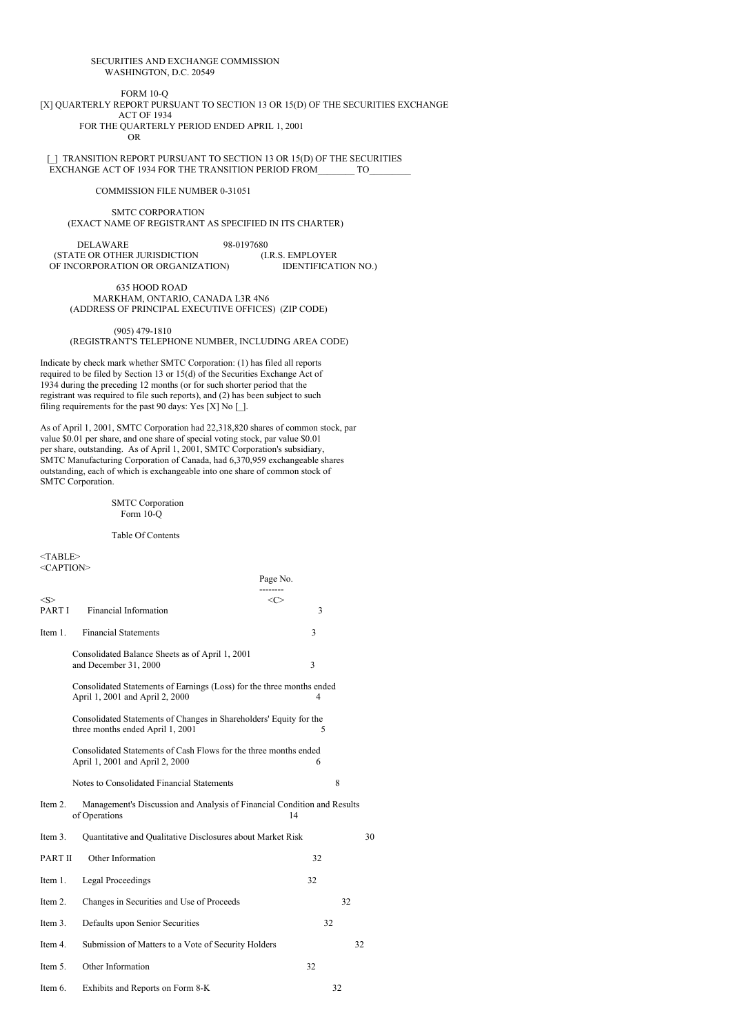SECURITIES AND EXCHANGE COMMISSION
WASHINGTON, D.C. 20549

FORM 10-Q

[X] QUARTERLY REPORT PURSUANT TO SECTION 13 OR 15(D) OF THE SECURITIES EXCHANGE ACT OF 1934
FOR THE QUARTERLY PERIOD ENDED APRIL 1, 2001

OR

[_] TRANSITION REPORT PURSUANT TO SECTION 13 OR 15(D) OF THE SECURITIES EXCHANGE ACT OF 1934 FOR THE TRANSITION PERIOD FROM________ TO_________

COMMISSION FILE NUMBER 0-31051

SMTC CORPORATION
(EXACT NAME OF REGISTRANT AS SPECIFIED IN ITS CHARTER)

| DELAWARE | 98-0197680 |
|---|---|
| (STATE OR OTHER JURISDICTION OF INCORPORATION OR ORGANIZATION) | (I.R.S. EMPLOYER IDENTIFICATION NO.) |

635 HOOD ROAD
MARKHAM, ONTARIO, CANADA L3R 4N6
(ADDRESS OF PRINCIPAL EXECUTIVE OFFICES) (ZIP CODE)

(905) 479-1810
(REGISTRANT'S TELEPHONE NUMBER, INCLUDING AREA CODE)

Indicate by check mark whether SMTC Corporation: (1) has filed all reports required to be filed by Section 13 or 15(d) of the Securities Exchange Act of 1934 during the preceding 12 months (or for such shorter period that the registrant was required to file such reports), and (2) has been subject to such filing requirements for the past 90 days: Yes [X] No [_].

As of April 1, 2001, SMTC Corporation had 22,318,820 shares of common stock, par value $0.01 per share, and one share of special voting stock, par value $0.01 per share, outstanding. As of April 1, 2001, SMTC Corporation's subsidiary, SMTC Manufacturing Corporation of Canada, had 6,370,959 exchangeable shares outstanding, each of which is exchangeable into one share of common stock of SMTC Corporation.

SMTC Corporation
Form 10-Q

Table Of Contents

| | | Page No. |
|---|---|---|
| PART I | Financial Information | 3 |
| Item 1. | Financial Statements | 3 |
| | Consolidated Balance Sheets as of April 1, 2001 and December 31, 2000 | 3 |
| | Consolidated Statements of Earnings (Loss) for the three months ended April 1, 2001 and April 2, 2000 | 4 |
| | Consolidated Statements of Changes in Shareholders' Equity for the three months ended April 1, 2001 | 5 |
| | Consolidated Statements of Cash Flows for the three months ended April 1, 2001 and April 2, 2000 | 6 |
| | Notes to Consolidated Financial Statements | 8 |
| Item 2. | Management's Discussion and Analysis of Financial Condition and Results of Operations | 14 |
| Item 3. | Quantitative and Qualitative Disclosures about Market Risk | 30 |
| PART II | Other Information | 32 |
| Item 1. | Legal Proceedings | 32 |
| Item 2. | Changes in Securities and Use of Proceeds | 32 |
| Item 3. | Defaults upon Senior Securities | 32 |
| Item 4. | Submission of Matters to a Vote of Security Holders | 32 |
| Item 5. | Other Information | 32 |
| Item 6. | Exhibits and Reports on Form 8-K | 32 |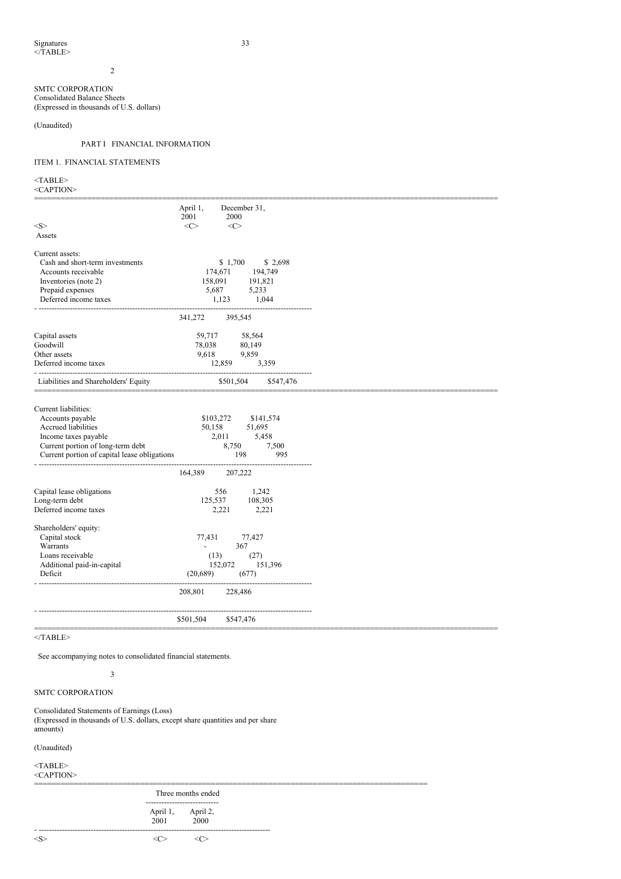Signatures 33

</TABLE>

SMTC CORPORATION
Consolidated Balance Sheets
(Expressed in thousands of U.S. dollars)

(Unaudited)

PART I FINANCIAL INFORMATION

ITEM 1. FINANCIAL STATEMENTS

| | April 1, 2001 | December 31, 2000 |
|---|---|---|
| **Assets** | | |
| Current assets: | | |
| Cash and short-term investments | $ 1,700 | $ 2,698 |
| Accounts receivable | 174,671 | 194,749 |
| Inventories (note 2) | 158,091 | 191,821 |
| Prepaid expenses | 5,687 | 5,233 |
| Deferred income taxes | 1,123 | 1,044 |
| | 341,272 | 395,545 |
| Capital assets | 59,717 | 58,564 |
| Goodwill | 78,038 | 80,149 |
| Other assets | 9,618 | 9,859 |
| Deferred income taxes | 12,859 | 3,359 |
| | $501,504 | $547,476 |
| **Liabilities and Shareholders' Equity** | | |
| Current liabilities: | | |
| Accounts payable | $103,272 | $141,574 |
| Accrued liabilities | 50,158 | 51,695 |
| Income taxes payable | 2,011 | 5,458 |
| Current portion of long-term debt | 8,750 | 7,500 |
| Current portion of capital lease obligations | 198 | 995 |
| | 164,389 | 207,222 |
| Capital lease obligations | 556 | 1,242 |
| Long-term debt | 125,537 | 108,305 |
| Deferred income taxes | 2,221 | 2,221 |
| Shareholders' equity: | | |
| Capital stock | 77,431 | 77,427 |
| Warrants | - | 367 |
| Loans receivable | (13) | (27) |
| Additional paid-in-capital | 152,072 | 151,396 |
| Deficit | (20,689) | (677) |
| | 208,801 | 228,486 |
| | $501,504 | $547,476 |

See accompanying notes to consolidated financial statements.

SMTC CORPORATION

Consolidated Statements of Earnings (Loss)
(Expressed in thousands of U.S. dollars, except share quantities and per share amounts)

(Unaudited)

| | Three months ended | |
|---|---|---|
| | April 1, 2001 | April 2, 2000 |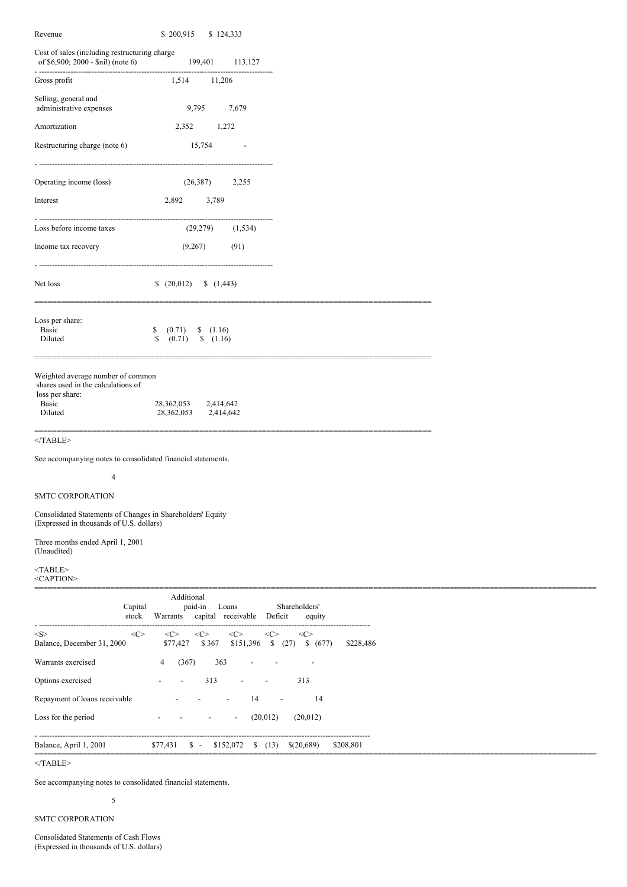| | | |
|---|---|---|
| Revenue | $ 200,915 | $ 124,333 |
| Cost of sales (including restructuring charge of $6,900; 2000 - $nil) (note 6) | 199,401 | 113,127 |
| Gross profit | 1,514 | 11,206 |
| Selling, general and administrative expenses | 9,795 | 7,679 |
| Amortization | 2,352 | 1,272 |
| Restructuring charge (note 6) | 15,754 | - |
| Operating income (loss) | (26,387) | 2,255 |
| Interest | 2,892 | 3,789 |
| Loss before income taxes | (29,279) | (1,534) |
| Income tax recovery | (9,267) | (91) |
| Net loss | $ (20,012) | $ (1,443) |
| Loss per share: | | |
| Basic | $ (0.71) | $ (1.16) |
| Diluted | $ (0.71) | $ (1.16) |
| Weighted average number of common shares used in the calculations of loss per share: | | |
| Basic | 28,362,053 | 2,414,642 |
| Diluted | 28,362,053 | 2,414,642 |

See accompanying notes to consolidated financial statements.

SMTC CORPORATION

Consolidated Statements of Changes in Shareholders' Equity
(Expressed in thousands of U.S. dollars)

Three months ended April 1, 2001
(Unaudited)

| | Capital stock | Warrants | Additional paid-in capital | Loans receivable | Deficit | Shareholders' equity |
|---|---|---|---|---|---|---|
| Balance, December 31, 2000 | $77,427 | $ 367 | $151,396 | $ (27) | $ (677) | $228,486 |
| Warrants exercised | 4 | (367) | 363 | - | - | - |
| Options exercised | - | - | 313 | - | - | 313 |
| Repayment of loans receivable | - | - | - | 14 | - | 14 |
| Loss for the period | - | - | - | - | (20,012) | (20,012) |
| Balance, April 1, 2001 | $77,431 | $ - | $152,072 | $ (13) | $(20,689) | $208,801 |

See accompanying notes to consolidated financial statements.

SMTC CORPORATION

Consolidated Statements of Cash Flows
(Expressed in thousands of U.S. dollars)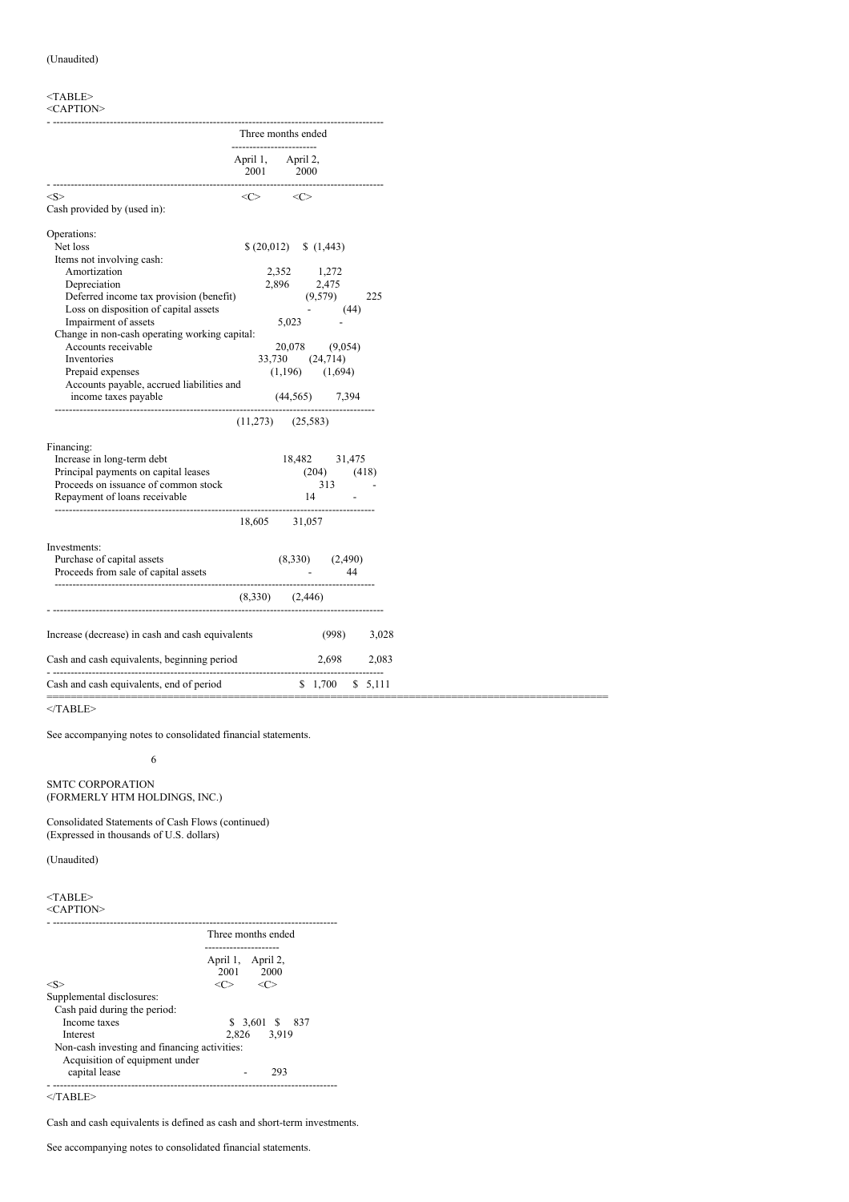(Unaudited)

| | Three months ended | |
|---|---|---|
| | April 1, 2001 | April 2, 2000 |
| Cash provided by (used in): | | |
| Operations: | | |
| Net loss | $ (20,012) | $ (1,443) |
| Items not involving cash: | | |
| Amortization | 2,352 | 1,272 |
| Depreciation | 2,896 | 2,475 |
| Deferred income tax provision (benefit) | (9,579) | 225 |
| Loss on disposition of capital assets | - | (44) |
| Impairment of assets | 5,023 | - |
| Change in non-cash operating working capital: | | |
| Accounts receivable | 20,078 | (9,054) |
| Inventories | 33,730 | (24,714) |
| Prepaid expenses | (1,196) | (1,694) |
| Accounts payable, accrued liabilities and income taxes payable | (44,565) | 7,394 |
| | (11,273) | (25,583) |
| Financing: | | |
| Increase in long-term debt | 18,482 | 31,475 |
| Principal payments on capital leases | (204) | (418) |
| Proceeds on issuance of common stock | 313 | - |
| Repayment of loans receivable | 14 | - |
| | 18,605 | 31,057 |
| Investments: | | |
| Purchase of capital assets | (8,330) | (2,490) |
| Proceeds from sale of capital assets | - | 44 |
| | (8,330) | (2,446) |
| Increase (decrease) in cash and cash equivalents | (998) | 3,028 |
| Cash and cash equivalents, beginning period | 2,698 | 2,083 |
| Cash and cash equivalents, end of period | $ 1,700 | $ 5,111 |

See accompanying notes to consolidated financial statements.

SMTC CORPORATION
(FORMERLY HTM HOLDINGS, INC.)

Consolidated Statements of Cash Flows (continued)
(Expressed in thousands of U.S. dollars)

(Unaudited)

| | Three months ended | |
|---|---|---|
| | April 1, 2001 | April 2, 2000 |
| Supplemental disclosures: | | |
| Cash paid during the period: | | |
| Income taxes | $ 3,601 | $ 837 |
| Interest | 2,826 | 3,919 |
| Non-cash investing and financing activities: | | |
| Acquisition of equipment under capital lease | - | 293 |

Cash and cash equivalents is defined as cash and short-term investments.

See accompanying notes to consolidated financial statements.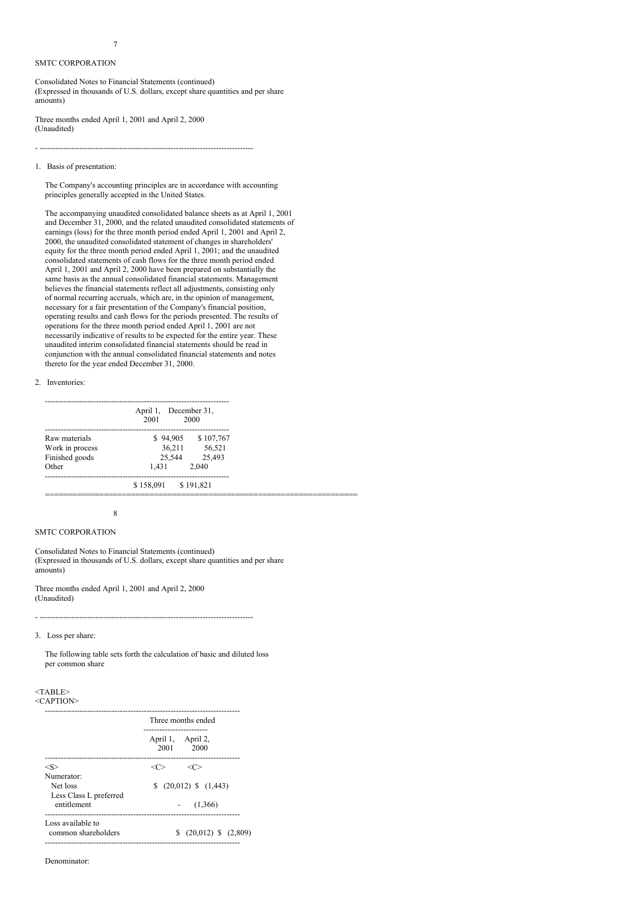SMTC CORPORATION

Consolidated Notes to Financial Statements (continued)
(Expressed in thousands of U.S. dollars, except share quantities and per share amounts)

Three months ended April 1, 2001 and April 2, 2000
(Unaudited)

1. Basis of presentation:

The Company's accounting principles are in accordance with accounting principles generally accepted in the United States.

The accompanying unaudited consolidated balance sheets as at April 1, 2001 and December 31, 2000, and the related unaudited consolidated statements of earnings (loss) for the three month period ended April 1, 2001 and April 2, 2000, the unaudited consolidated statement of changes in shareholders' equity for the three month period ended April 1, 2001; and the unaudited consolidated statements of cash flows for the three month period ended April 1, 2001 and April 2, 2000 have been prepared on substantially the same basis as the annual consolidated financial statements. Management believes the financial statements reflect all adjustments, consisting only of normal recurring accruals, which are, in the opinion of management, necessary for a fair presentation of the Company's financial position, operating results and cash flows for the periods presented. The results of operations for the three month period ended April 1, 2001 are not necessarily indicative of results to be expected for the entire year. These unaudited interim consolidated financial statements should be read in conjunction with the annual consolidated financial statements and notes thereto for the year ended December 31, 2000.

2. Inventories:

| | April 1, 2001 | December 31, 2000 |
|---|---|---|
| Raw materials | $ 94,905 | $ 107,767 |
| Work in process | 36,211 | 56,521 |
| Finished goods | 25,544 | 25,493 |
| Other | 1,431 | 2,040 |
| | $ 158,091 | $ 191,821 |

SMTC CORPORATION

Consolidated Notes to Financial Statements (continued)
(Expressed in thousands of U.S. dollars, except share quantities and per share amounts)

Three months ended April 1, 2001 and April 2, 2000
(Unaudited)

3. Loss per share:

The following table sets forth the calculation of basic and diluted loss per common share

| | Three months ended | |
|---|---|---|
| | April 1, 2001 | April 2, 2000 |
| Numerator: | | |
| Net loss | $ (20,012) | $ (1,443) |
| Less Class L preferred entitlement | - | (1,366) |
| Loss available to common shareholders | $ (20,012) | $ (2,809) |

Denominator: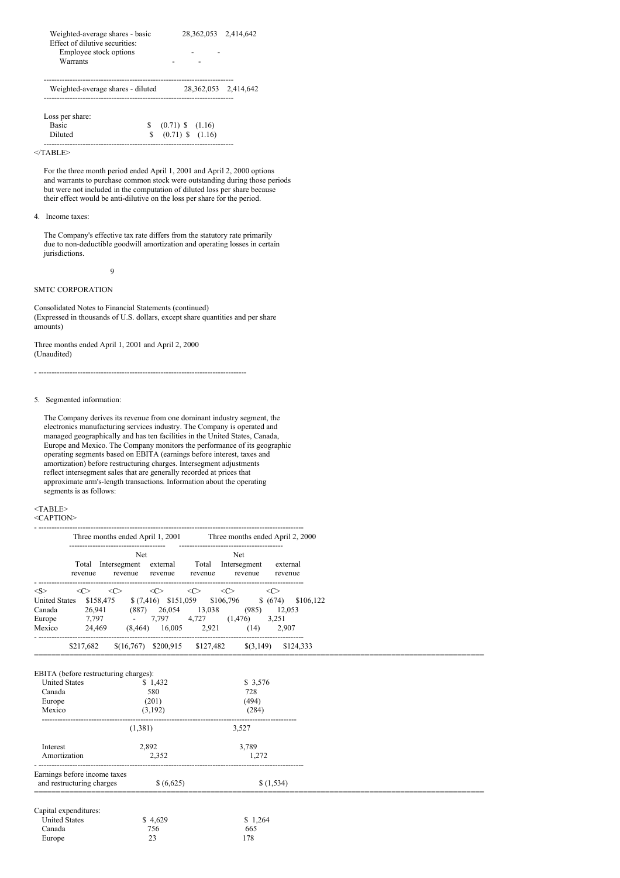| | | |
|---|---|---|
| Weighted-average shares - basic | 28,362,053 | 2,414,642 |
| Effect of dilutive securities: | | |
| Employee stock options | - | - |
| Warrants | - | - |
| Weighted-average shares - diluted | 28,362,053 | 2,414,642 |
| Loss per share: | | |
| Basic | $ (0.71) | $ (1.16) |
| Diluted | $ (0.71) | $ (1.16) |

For the three month period ended April 1, 2001 and April 2, 2000 options and warrants to purchase common stock were outstanding during those periods but were not included in the computation of diluted loss per share because their effect would be anti-dilutive on the loss per share for the period.

4. Income taxes:

The Company's effective tax rate differs from the statutory rate primarily due to non-deductible goodwill amortization and operating losses in certain jurisdictions.

SMTC CORPORATION

Consolidated Notes to Financial Statements (continued)
(Expressed in thousands of U.S. dollars, except share quantities and per share amounts)

Three months ended April 1, 2001 and April 2, 2000
(Unaudited)

5. Segmented information:

The Company derives its revenue from one dominant industry segment, the electronics manufacturing services industry. The Company is operated and managed geographically and has ten facilities in the United States, Canada, Europe and Mexico. The Company monitors the performance of its geographic operating segments based on EBITA (earnings before interest, taxes and amortization) before restructuring charges. Intersegment adjustments reflect intersegment sales that are generally recorded at prices that approximate arm's-length transactions. Information about the operating segments is as follows:

| | Three months ended April 1, 2001 | | | Three months ended April 2, 2000 | | |
|---|---|---|---|---|---|---|
| | Total revenue | Intersegment revenue | Net external revenue | Total revenue | Intersegment revenue | Net external revenue |
| United States | $158,475 | $ (7,416) | $151,059 | $106,796 | $ (674) | $106,122 |
| Canada | 26,941 | (887) | 26,054 | 13,038 | (985) | 12,053 |
| Europe | 7,797 | - | 7,797 | 4,727 | (1,476) | 3,251 |
| Mexico | 24,469 | (8,464) | 16,005 | 2,921 | (14) | 2,907 |
| | $217,682 | $(16,767) | $200,915 | $127,482 | $(3,149) | $124,333 |

| | Three months ended April 1, 2001 | Three months ended April 2, 2000 |
|---|---|---|
| EBITA (before restructuring charges): | | |
| United States | $ 1,432 | $ 3,576 |
| Canada | 580 | 728 |
| Europe | (201) | (494) |
| Mexico | (3,192) | (284) |
| | (1,381) | 3,527 |
| Interest | 2,892 | 3,789 |
| Amortization | 2,352 | 1,272 |
| Earnings before income taxes and restructuring charges | $ (6,625) | $ (1,534) |
| Capital expenditures: | | |
| United States | $ 4,629 | $ 1,264 |
| Canada | 756 | 665 |
| Europe | 23 | 178 |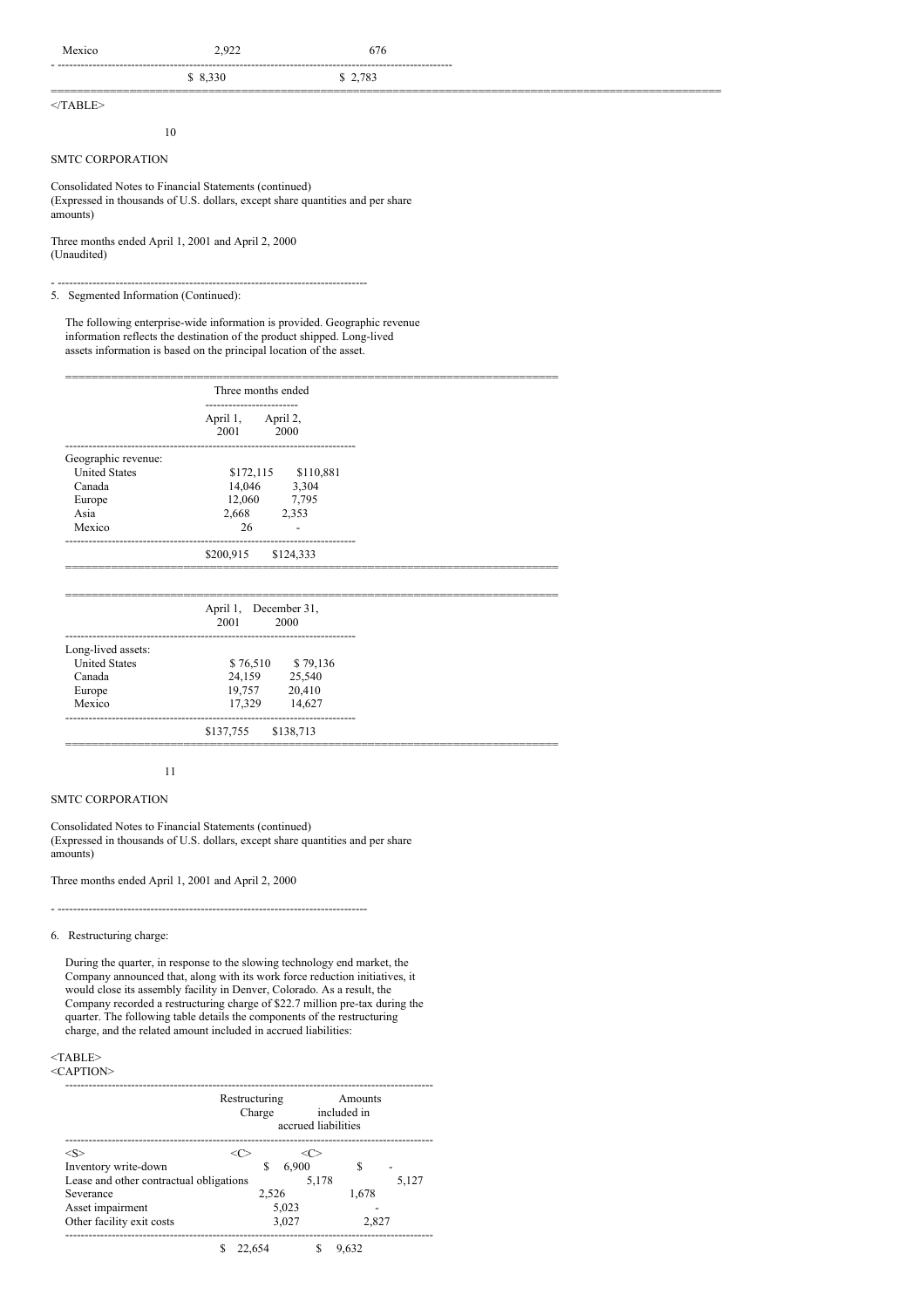| | | |
|---|---|---|
| Mexico | 2,922 | 676 |
| | $ 8,330 | $ 2,783 |

SMTC CORPORATION

Consolidated Notes to Financial Statements (continued)
(Expressed in thousands of U.S. dollars, except share quantities and per share amounts)

Three months ended April 1, 2001 and April 2, 2000
(Unaudited)

5. Segmented Information (Continued):

The following enterprise-wide information is provided. Geographic revenue information reflects the destination of the product shipped. Long-lived assets information is based on the principal location of the asset.

| | Three months ended | |
|---|---|---|
| | April 1, 2001 | April 2, 2000 |
| Geographic revenue: | | |
| United States | $172,115 | $110,881 |
| Canada | 14,046 | 3,304 |
| Europe | 12,060 | 7,795 |
| Asia | 2,668 | 2,353 |
| Mexico | 26 | - |
| | $200,915 | $124,333 |

| | April 1, 2001 | December 31, 2000 |
|---|---|---|
| Long-lived assets: | | |
| United States | $ 76,510 | $ 79,136 |
| Canada | 24,159 | 25,540 |
| Europe | 19,757 | 20,410 |
| Mexico | 17,329 | 14,627 |
| | $137,755 | $138,713 |

SMTC CORPORATION

Consolidated Notes to Financial Statements (continued)
(Expressed in thousands of U.S. dollars, except share quantities and per share amounts)

Three months ended April 1, 2001 and April 2, 2000

6. Restructuring charge:

During the quarter, in response to the slowing technology end market, the Company announced that, along with its work force reduction initiatives, it would close its assembly facility in Denver, Colorado. As a result, the Company recorded a restructuring charge of $22.7 million pre-tax during the quarter. The following table details the components of the restructuring charge, and the related amount included in accrued liabilities:

| | Restructuring Charge | Amounts included in accrued liabilities |
|---|---|---|
| Inventory write-down | $ 6,900 | $ - |
| Lease and other contractual obligations | 5,178 | 5,127 |
| Severance | 2,526 | 1,678 |
| Asset impairment | 5,023 | - |
| Other facility exit costs | 3,027 | 2,827 |
| | $ 22,654 | $ 9,632 |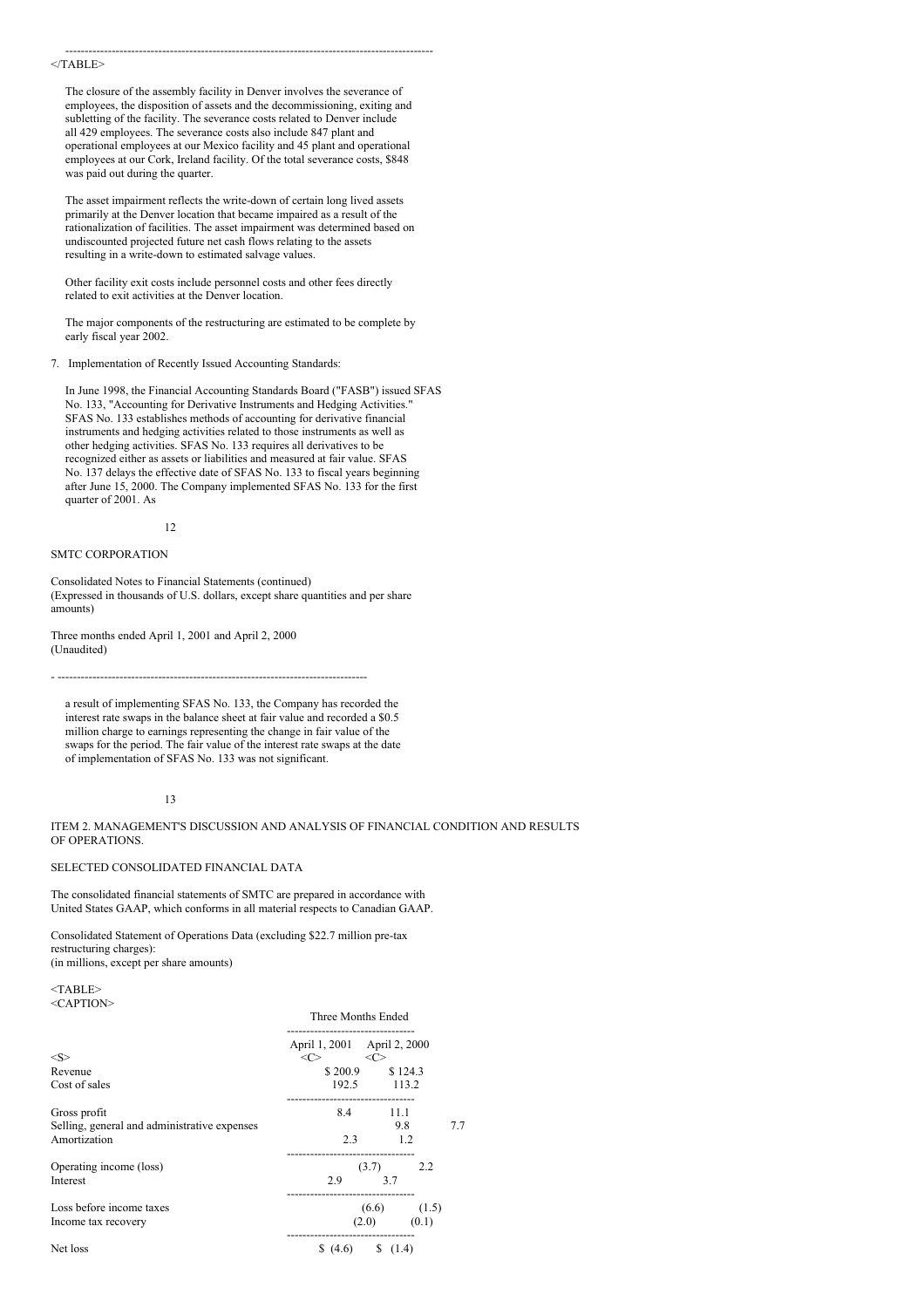The closure of the assembly facility in Denver involves the severance of employees, the disposition of assets and the decommissioning, exiting and subletting of the facility. The severance costs related to Denver include all 429 employees. The severance costs also include 847 plant and operational employees at our Mexico facility and 45 plant and operational employees at our Cork, Ireland facility. Of the total severance costs, $848 was paid out during the quarter.

The asset impairment reflects the write-down of certain long lived assets primarily at the Denver location that became impaired as a result of the rationalization of facilities. The asset impairment was determined based on undiscounted projected future net cash flows relating to the assets resulting in a write-down to estimated salvage values.

Other facility exit costs include personnel costs and other fees directly related to exit activities at the Denver location.

The major components of the restructuring are estimated to be complete by early fiscal year 2002.

7. Implementation of Recently Issued Accounting Standards:

In June 1998, the Financial Accounting Standards Board ("FASB") issued SFAS No. 133, "Accounting for Derivative Instruments and Hedging Activities." SFAS No. 133 establishes methods of accounting for derivative financial instruments and hedging activities related to those instruments as well as other hedging activities. SFAS No. 133 requires all derivatives to be recognized either as assets or liabilities and measured at fair value. SFAS No. 137 delays the effective date of SFAS No. 133 to fiscal years beginning after June 15, 2000. The Company implemented SFAS No. 133 for the first quarter of 2001. As a result of implementing SFAS No. 133, the Company has recorded the interest rate swaps in the balance sheet at fair value and recorded a $0.5 million charge to earnings representing the change in fair value of the swaps for the period. The fair value of the interest rate swaps at the date of implementation of SFAS No. 133 was not significant.

## ITEM 2. MANAGEMENT'S DISCUSSION AND ANALYSIS OF FINANCIAL CONDITION AND RESULTS OF OPERATIONS.

### SELECTED CONSOLIDATED FINANCIAL DATA

The consolidated financial statements of SMTC are prepared in accordance with United States GAAP, which conforms in all material respects to Canadian GAAP.

Consolidated Statement of Operations Data (excluding $22.7 million pre-tax restructuring charges):
(in millions, except per share amounts)

| | Three Months Ended | |
|---|---|---|
| | April 1, 2001 | April 2, 2000 |
| Revenue | $ 200.9 | $ 124.3 |
| Cost of sales | 192.5 | 113.2 |
| Gross profit | 8.4 | 11.1 |
| Selling, general and administrative expenses | 9.8 | 7.7 |
| Amortization | 2.3 | 1.2 |
| Operating income (loss) | (3.7) | 2.2 |
| Interest | 2.9 | 3.7 |
| Loss before income taxes | (6.6) | (1.5) |
| Income tax recovery | (2.0) | (0.1) |
| Net loss | $ (4.6) | $ (1.4) |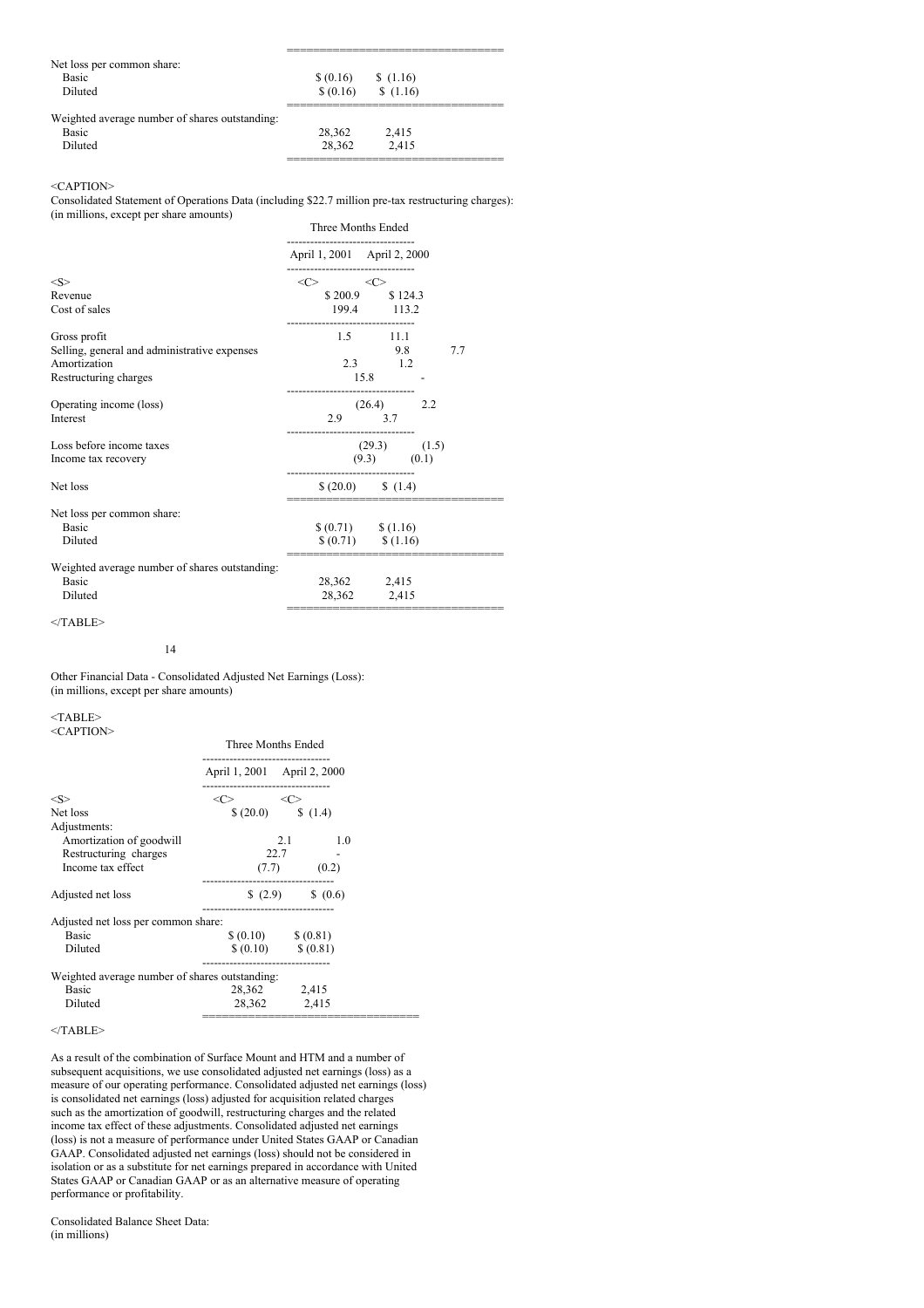| | | |
|---|---|---|
| Net loss per common share: | | |
| Basic | $ (0.16) | $ (1.16) |
| Diluted | $ (0.16) | $ (1.16) |
| Weighted average number of shares outstanding: | | |
| Basic | 28,362 | 2,415 |
| Diluted | 28,362 | 2,415 |

Consolidated Statement of Operations Data (including $22.7 million pre-tax restructuring charges):
(in millions, except per share amounts)

| | Three Months Ended | |
|---|---|---|
| | April 1, 2001 | April 2, 2000 |
| Revenue | $ 200.9 | $ 124.3 |
| Cost of sales | 199.4 | 113.2 |
| Gross profit | 1.5 | 11.1 |
| Selling, general and administrative expenses | 9.8 | 7.7 |
| Amortization | 2.3 | 1.2 |
| Restructuring charges | 15.8 | - |
| Operating income (loss) | (26.4) | 2.2 |
| Interest | 2.9 | 3.7 |
| Loss before income taxes | (29.3) | (1.5) |
| Income tax recovery | (9.3) | (0.1) |
| Net loss | $ (20.0) | $ (1.4) |
| Net loss per common share: | | |
| Basic | $ (0.71) | $ (1.16) |
| Diluted | $ (0.71) | $ (1.16) |
| Weighted average number of shares outstanding: | | |
| Basic | 28,362 | 2,415 |
| Diluted | 28,362 | 2,415 |

Other Financial Data - Consolidated Adjusted Net Earnings (Loss):
(in millions, except per share amounts)

| | Three Months Ended | |
|---|---|---|
| | April 1, 2001 | April 2, 2000 |
| Net loss | $ (20.0) | $ (1.4) |
| Adjustments: | | |
| Amortization of goodwill | 2.1 | 1.0 |
| Restructuring charges | 22.7 | - |
| Income tax effect | (7.7) | (0.2) |
| Adjusted net loss | $ (2.9) | $ (0.6) |
| Adjusted net loss per common share: | | |
| Basic | $ (0.10) | $ (0.81) |
| Diluted | $ (0.10) | $ (0.81) |
| Weighted average number of shares outstanding: | | |
| Basic | 28,362 | 2,415 |
| Diluted | 28,362 | 2,415 |

As a result of the combination of Surface Mount and HTM and a number of subsequent acquisitions, we use consolidated adjusted net earnings (loss) as a measure of our operating performance. Consolidated adjusted net earnings (loss) is consolidated net earnings (loss) adjusted for acquisition related charges such as the amortization of goodwill, restructuring charges and the related income tax effect of these adjustments. Consolidated adjusted net earnings (loss) is not a measure of performance under United States GAAP or Canadian GAAP. Consolidated adjusted net earnings (loss) should not be considered in isolation or as a substitute for net earnings prepared in accordance with United States GAAP or Canadian GAAP or as an alternative measure of operating performance or profitability.

Consolidated Balance Sheet Data:
(in millions)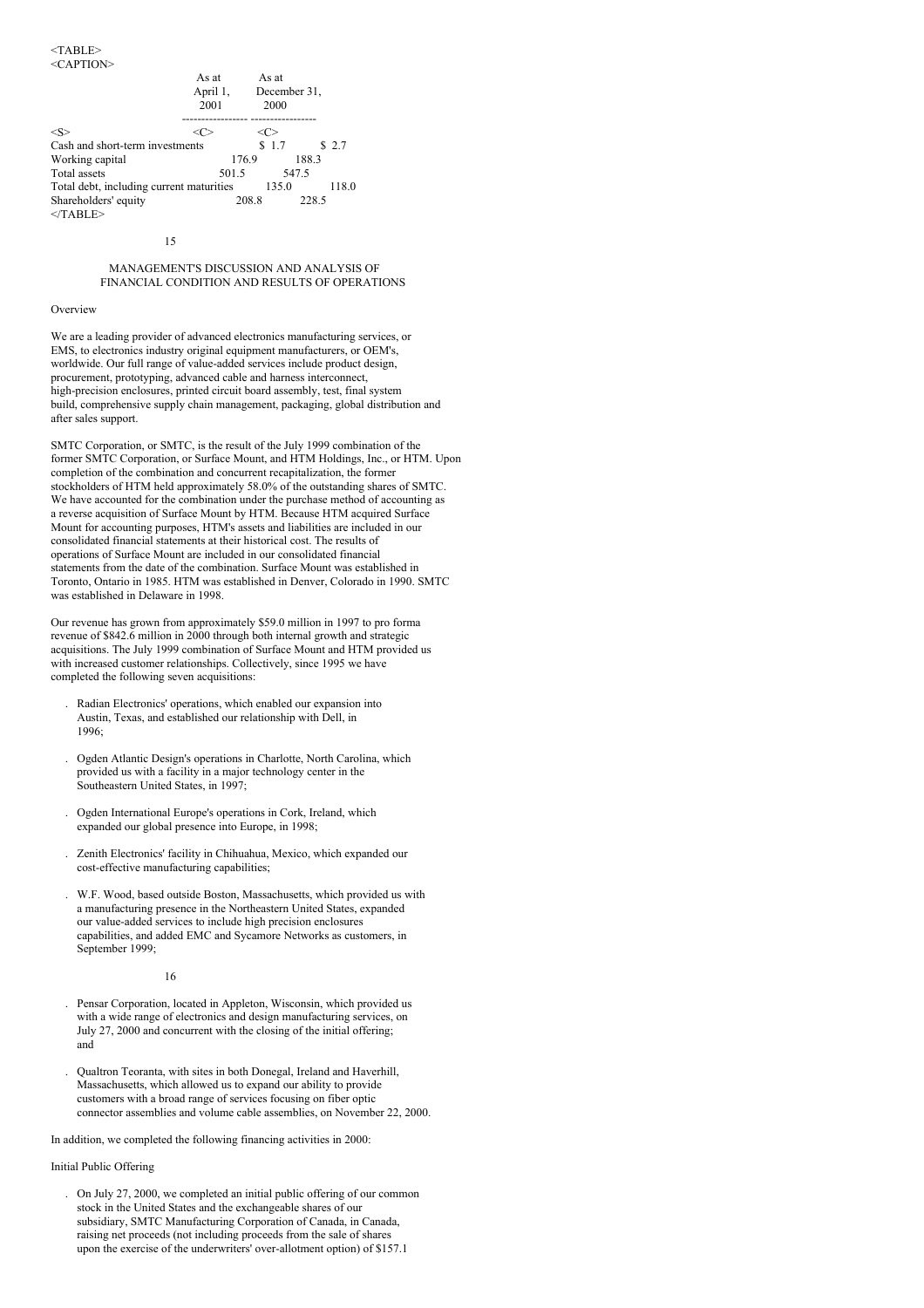|  | As at April 1, 2001 | As at December 31, 2000 |
|---|---|---|
| Cash and short-term investments | $ 1.7 | $ 2.7 |
| Working capital | 176.9 | 188.3 |
| Total assets | 501.5 | 547.5 |
| Total debt, including current maturities | 135.0 | 118.0 |
| Shareholders' equity | 208.8 | 228.5 |

## MANAGEMENT'S DISCUSSION AND ANALYSIS OF FINANCIAL CONDITION AND RESULTS OF OPERATIONS

### Overview

We are a leading provider of advanced electronics manufacturing services, or EMS, to electronics industry original equipment manufacturers, or OEM's, worldwide. Our full range of value-added services include product design, procurement, prototyping, advanced cable and harness interconnect, high-precision enclosures, printed circuit board assembly, test, final system build, comprehensive supply chain management, packaging, global distribution and after sales support.

SMTC Corporation, or SMTC, is the result of the July 1999 combination of the former SMTC Corporation, or Surface Mount, and HTM Holdings, Inc., or HTM. Upon completion of the combination and concurrent recapitalization, the former stockholders of HTM held approximately 58.0% of the outstanding shares of SMTC. We have accounted for the combination under the purchase method of accounting as a reverse acquisition of Surface Mount by HTM. Because HTM acquired Surface Mount for accounting purposes, HTM's assets and liabilities are included in our consolidated financial statements at their historical cost. The results of operations of Surface Mount are included in our consolidated financial statements from the date of the combination. Surface Mount was established in Toronto, Ontario in 1985. HTM was established in Denver, Colorado in 1990. SMTC was established in Delaware in 1998.

Our revenue has grown from approximately $59.0 million in 1997 to pro forma revenue of $842.6 million in 2000 through both internal growth and strategic acquisitions. The July 1999 combination of Surface Mount and HTM provided us with increased customer relationships. Collectively, since 1995 we have completed the following seven acquisitions:

- Radian Electronics' operations, which enabled our expansion into Austin, Texas, and established our relationship with Dell, in 1996;
- Ogden Atlantic Design's operations in Charlotte, North Carolina, which provided us with a facility in a major technology center in the Southeastern United States, in 1997;
- Ogden International Europe's operations in Cork, Ireland, which expanded our global presence into Europe, in 1998;
- Zenith Electronics' facility in Chihuahua, Mexico, which expanded our cost-effective manufacturing capabilities;
- W.F. Wood, based outside Boston, Massachusetts, which provided us with a manufacturing presence in the Northeastern United States, expanded our value-added services to include high precision enclosures capabilities, and added EMC and Sycamore Networks as customers, in September 1999;
- Pensar Corporation, located in Appleton, Wisconsin, which provided us with a wide range of electronics and design manufacturing services, on July 27, 2000 and concurrent with the closing of the initial offering; and
- Qualtron Teoranta, with sites in both Donegal, Ireland and Haverhill, Massachusetts, which allowed us to expand our ability to provide customers with a broad range of services focusing on fiber optic connector assemblies and volume cable assemblies, on November 22, 2000.

In addition, we completed the following financing activities in 2000:

### Initial Public Offering

- On July 27, 2000, we completed an initial public offering of our common stock in the United States and the exchangeable shares of our subsidiary, SMTC Manufacturing Corporation of Canada, in Canada, raising net proceeds (not including proceeds from the sale of shares upon the exercise of the underwriters' over-allotment option) of $157.1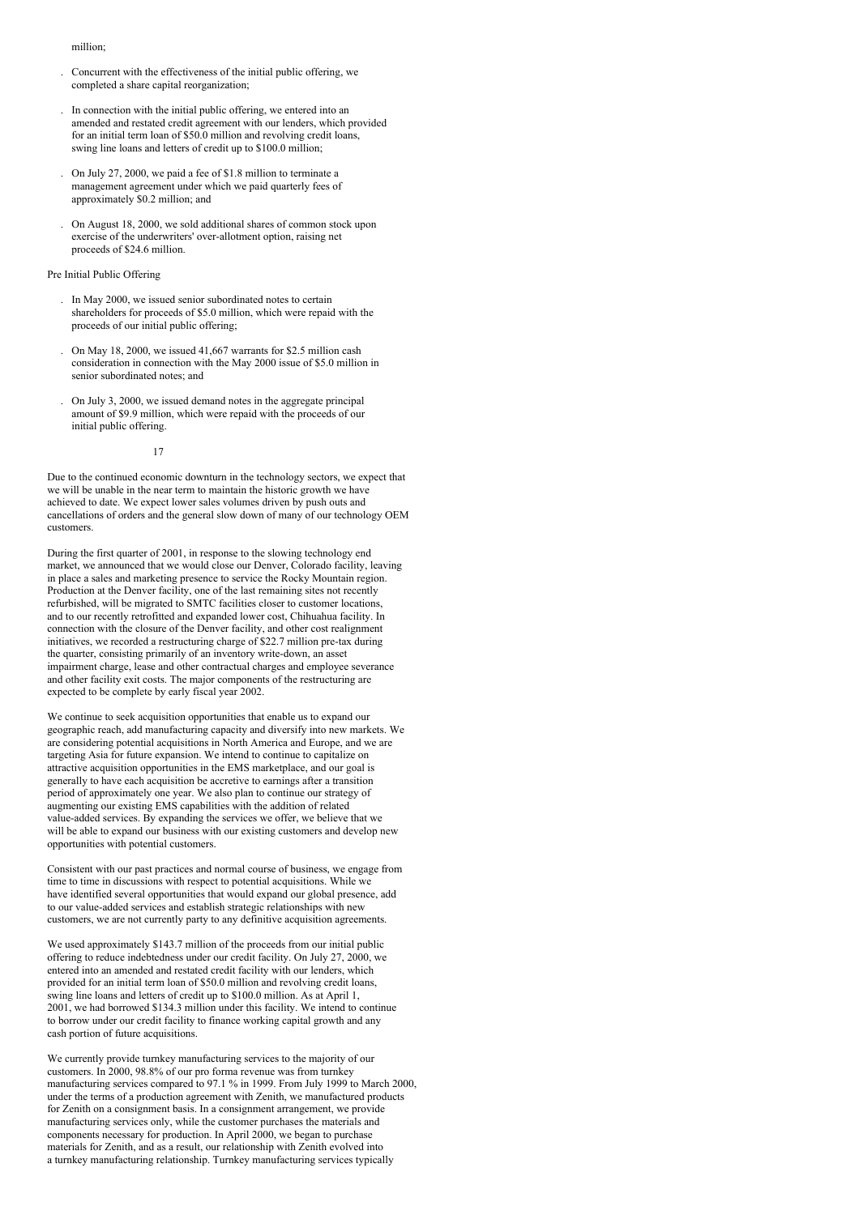million;

- Concurrent with the effectiveness of the initial public offering, we completed a share capital reorganization;
- In connection with the initial public offering, we entered into an amended and restated credit agreement with our lenders, which provided for an initial term loan of $50.0 million and revolving credit loans, swing line loans and letters of credit up to $100.0 million;
- On July 27, 2000, we paid a fee of $1.8 million to terminate a management agreement under which we paid quarterly fees of approximately $0.2 million; and
- On August 18, 2000, we sold additional shares of common stock upon exercise of the underwriters' over-allotment option, raising net proceeds of $24.6 million.

Pre Initial Public Offering

- In May 2000, we issued senior subordinated notes to certain shareholders for proceeds of $5.0 million, which were repaid with the proceeds of our initial public offering;
- On May 18, 2000, we issued 41,667 warrants for $2.5 million cash consideration in connection with the May 2000 issue of $5.0 million in senior subordinated notes; and
- On July 3, 2000, we issued demand notes in the aggregate principal amount of $9.9 million, which were repaid with the proceeds of our initial public offering.

Due to the continued economic downturn in the technology sectors, we expect that we will be unable in the near term to maintain the historic growth we have achieved to date. We expect lower sales volumes driven by push outs and cancellations of orders and the general slow down of many of our technology OEM customers.

During the first quarter of 2001, in response to the slowing technology end market, we announced that we would close our Denver, Colorado facility, leaving in place a sales and marketing presence to service the Rocky Mountain region. Production at the Denver facility, one of the last remaining sites not recently refurbished, will be migrated to SMTC facilities closer to customer locations, and to our recently retrofitted and expanded lower cost, Chihuahua facility. In connection with the closure of the Denver facility, and other cost realignment initiatives, we recorded a restructuring charge of $22.7 million pre-tax during the quarter, consisting primarily of an inventory write-down, an asset impairment charge, lease and other contractual charges and employee severance and other facility exit costs. The major components of the restructuring are expected to be complete by early fiscal year 2002.

We continue to seek acquisition opportunities that enable us to expand our geographic reach, add manufacturing capacity and diversify into new markets. We are considering potential acquisitions in North America and Europe, and we are targeting Asia for future expansion. We intend to continue to capitalize on attractive acquisition opportunities in the EMS marketplace, and our goal is generally to have each acquisition be accretive to earnings after a transition period of approximately one year. We also plan to continue our strategy of augmenting our existing EMS capabilities with the addition of related value-added services. By expanding the services we offer, we believe that we will be able to expand our business with our existing customers and develop new opportunities with potential customers.

Consistent with our past practices and normal course of business, we engage from time to time in discussions with respect to potential acquisitions. While we have identified several opportunities that would expand our global presence, add to our value-added services and establish strategic relationships with new customers, we are not currently party to any definitive acquisition agreements.

We used approximately $143.7 million of the proceeds from our initial public offering to reduce indebtedness under our credit facility. On July 27, 2000, we entered into an amended and restated credit facility with our lenders, which provided for an initial term loan of $50.0 million and revolving credit loans, swing line loans and letters of credit up to $100.0 million. As at April 1, 2001, we had borrowed $134.3 million under this facility. We intend to continue to borrow under our credit facility to finance working capital growth and any cash portion of future acquisitions.

We currently provide turnkey manufacturing services to the majority of our customers. In 2000, 98.8% of our pro forma revenue was from turnkey manufacturing services compared to 97.1 % in 1999. From July 1999 to March 2000, under the terms of a production agreement with Zenith, we manufactured products for Zenith on a consignment basis. In a consignment arrangement, we provide manufacturing services only, while the customer purchases the materials and components necessary for production. In April 2000, we began to purchase materials for Zenith, and as a result, our relationship with Zenith evolved into a turnkey manufacturing relationship. Turnkey manufacturing services typically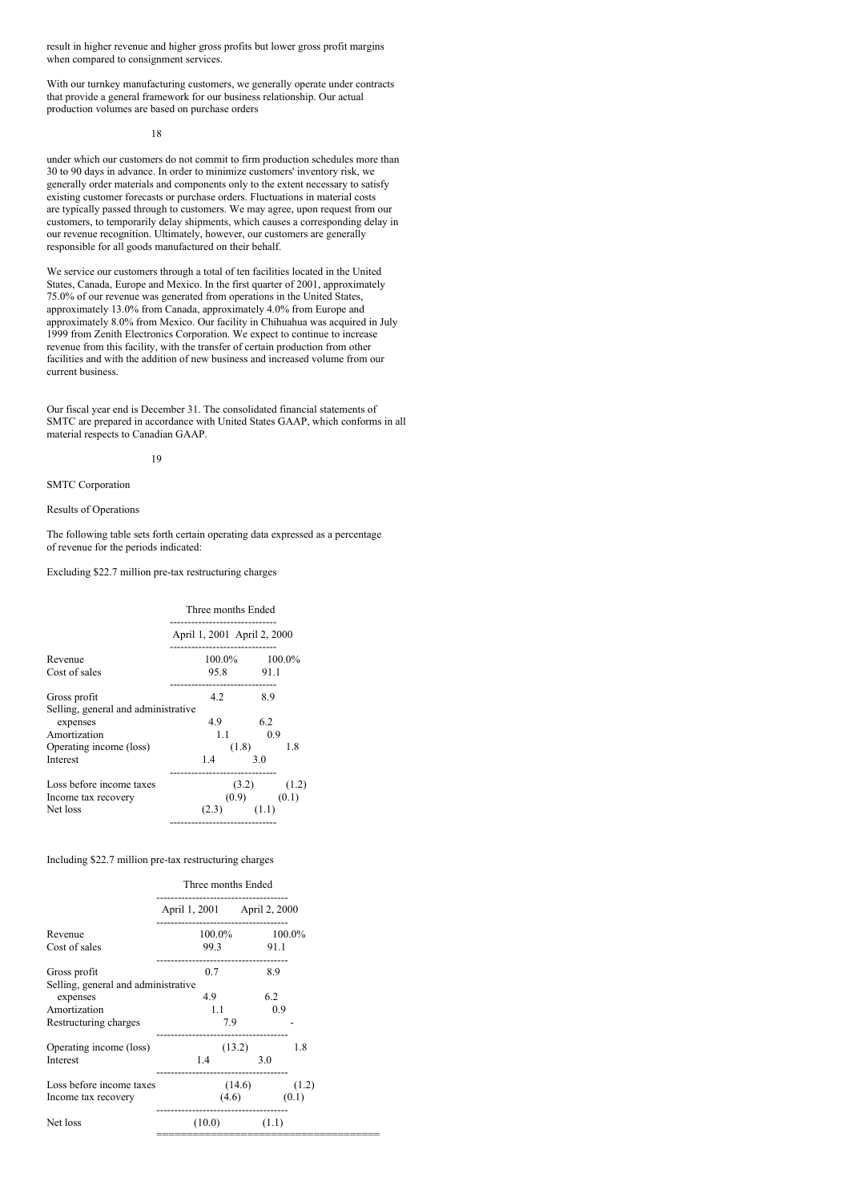result in higher revenue and higher gross profits but lower gross profit margins when compared to consignment services.

With our turnkey manufacturing customers, we generally operate under contracts that provide a general framework for our business relationship. Our actual production volumes are based on purchase orders under which our customers do not commit to firm production schedules more than 30 to 90 days in advance. In order to minimize customers' inventory risk, we generally order materials and components only to the extent necessary to satisfy existing customer forecasts or purchase orders. Fluctuations in material costs are typically passed through to customers. We may agree, upon request from our customers, to temporarily delay shipments, which causes a corresponding delay in our revenue recognition. Ultimately, however, our customers are generally responsible for all goods manufactured on their behalf.

We service our customers through a total of ten facilities located in the United States, Canada, Europe and Mexico. In the first quarter of 2001, approximately 75.0% of our revenue was generated from operations in the United States, approximately 13.0% from Canada, approximately 4.0% from Europe and approximately 8.0% from Mexico. Our facility in Chihuahua was acquired in July 1999 from Zenith Electronics Corporation. We expect to continue to increase revenue from this facility, with the transfer of certain production from other facilities and with the addition of new business and increased volume from our current business.

Our fiscal year end is December 31. The consolidated financial statements of SMTC are prepared in accordance with United States GAAP, which conforms in all material respects to Canadian GAAP.

SMTC Corporation

Results of Operations

The following table sets forth certain operating data expressed as a percentage of revenue for the periods indicated:

Excluding $22.7 million pre-tax restructuring charges

| | Three months Ended | |
|---|---|---|
| | April 1, 2001 | April 2, 2000 |
| Revenue | 100.0% | 100.0% |
| Cost of sales | 95.8 | 91.1 |
| Gross profit | 4.2 | 8.9 |
| Selling, general and administrative expenses | 4.9 | 6.2 |
| Amortization | 1.1 | 0.9 |
| Operating income (loss) | (1.8) | 1.8 |
| Interest | 1.4 | 3.0 |
| Loss before income taxes | (3.2) | (1.2) |
| Income tax recovery | (0.9) | (0.1) |
| Net loss | (2.3) | (1.1) |

Including $22.7 million pre-tax restructuring charges

| | Three months Ended | |
|---|---|---|
| | April 1, 2001 | April 2, 2000 |
| Revenue | 100.0% | 100.0% |
| Cost of sales | 99.3 | 91.1 |
| Gross profit | 0.7 | 8.9 |
| Selling, general and administrative expenses | 4.9 | 6.2 |
| Amortization | 1.1 | 0.9 |
| Restructuring charges | 7.9 | - |
| Operating income (loss) | (13.2) | 1.8 |
| Interest | 1.4 | 3.0 |
| Loss before income taxes | (14.6) | (1.2) |
| Income tax recovery | (4.6) | (0.1) |
| Net loss | (10.0) | (1.1) |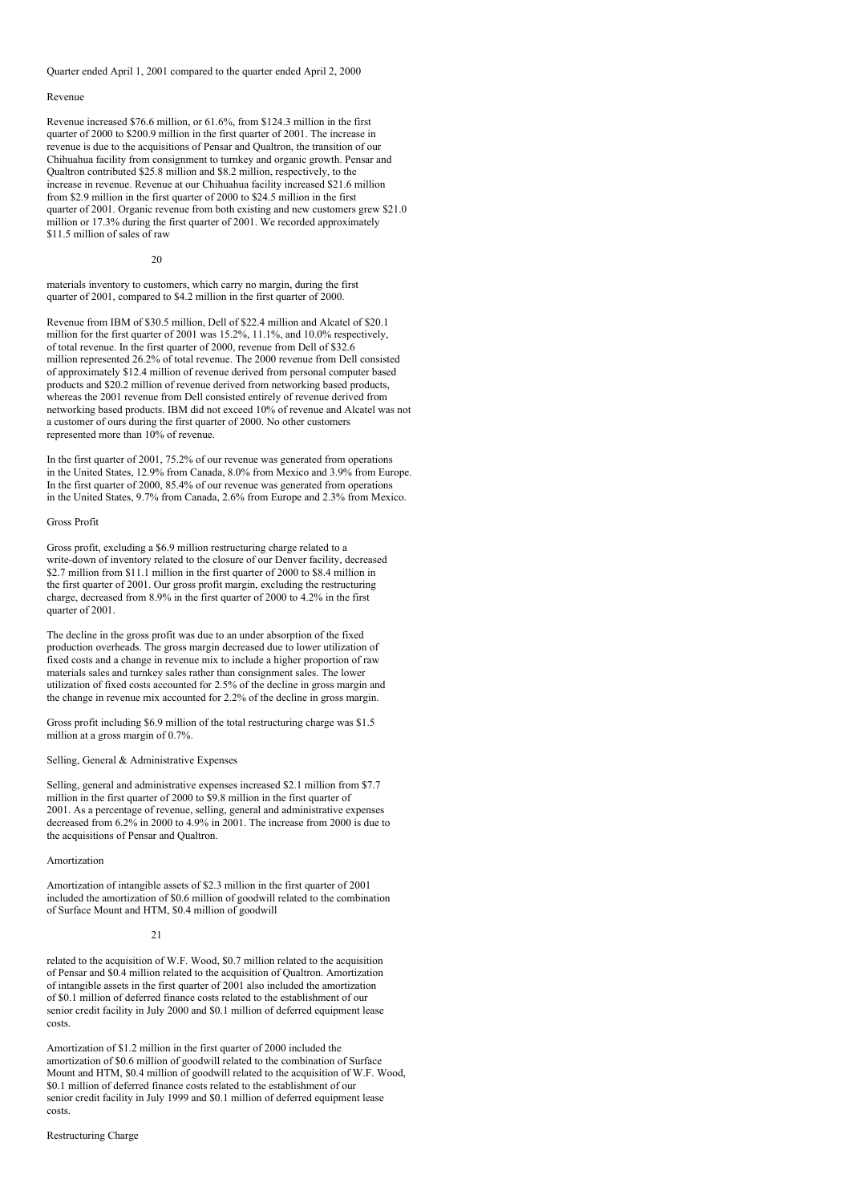Quarter ended April 1, 2001 compared to the quarter ended April 2, 2000

### Revenue

Revenue increased $76.6 million, or 61.6%, from $124.3 million in the first quarter of 2000 to $200.9 million in the first quarter of 2001. The increase in revenue is due to the acquisitions of Pensar and Qualtron, the transition of our Chihuahua facility from consignment to turnkey and organic growth. Pensar and Qualtron contributed $25.8 million and $8.2 million, respectively, to the increase in revenue. Revenue at our Chihuahua facility increased $21.6 million from $2.9 million in the first quarter of 2000 to $24.5 million in the first quarter of 2001. Organic revenue from both existing and new customers grew $21.0 million or 17.3% during the first quarter of 2001. We recorded approximately $11.5 million of sales of raw materials inventory to customers, which carry no margin, during the first quarter of 2001, compared to $4.2 million in the first quarter of 2000.

Revenue from IBM of $30.5 million, Dell of $22.4 million and Alcatel of $20.1 million for the first quarter of 2001 was 15.2%, 11.1%, and 10.0% respectively, of total revenue. In the first quarter of 2000, revenue from Dell of $32.6 million represented 26.2% of total revenue. The 2000 revenue from Dell consisted of approximately $12.4 million of revenue derived from personal computer based products and $20.2 million of revenue derived from networking based products, whereas the 2001 revenue from Dell consisted entirely of revenue derived from networking based products. IBM did not exceed 10% of revenue and Alcatel was not a customer of ours during the first quarter of 2000. No other customers represented more than 10% of revenue.

In the first quarter of 2001, 75.2% of our revenue was generated from operations in the United States, 12.9% from Canada, 8.0% from Mexico and 3.9% from Europe. In the first quarter of 2000, 85.4% of our revenue was generated from operations in the United States, 9.7% from Canada, 2.6% from Europe and 2.3% from Mexico.

### Gross Profit

Gross profit, excluding a $6.9 million restructuring charge related to a write-down of inventory related to the closure of our Denver facility, decreased $2.7 million from $11.1 million in the first quarter of 2000 to $8.4 million in the first quarter of 2001. Our gross profit margin, excluding the restructuring charge, decreased from 8.9% in the first quarter of 2000 to 4.2% in the first quarter of 2001.

The decline in the gross profit was due to an under absorption of the fixed production overheads. The gross margin decreased due to lower utilization of fixed costs and a change in revenue mix to include a higher proportion of raw materials sales and turnkey sales rather than consignment sales. The lower utilization of fixed costs accounted for 2.5% of the decline in gross margin and the change in revenue mix accounted for 2.2% of the decline in gross margin.

Gross profit including $6.9 million of the total restructuring charge was $1.5 million at a gross margin of 0.7%.

### Selling, General & Administrative Expenses

Selling, general and administrative expenses increased $2.1 million from $7.7 million in the first quarter of 2000 to $9.8 million in the first quarter of 2001. As a percentage of revenue, selling, general and administrative expenses decreased from 6.2% in 2000 to 4.9% in 2001. The increase from 2000 is due to the acquisitions of Pensar and Qualtron.

### Amortization

Amortization of intangible assets of $2.3 million in the first quarter of 2001 included the amortization of $0.6 million of goodwill related to the combination of Surface Mount and HTM, $0.4 million of goodwill related to the acquisition of W.F. Wood, $0.7 million related to the acquisition of Pensar and $0.4 million related to the acquisition of Qualtron. Amortization of intangible assets in the first quarter of 2001 also included the amortization of $0.1 million of deferred finance costs related to the establishment of our senior credit facility in July 2000 and $0.1 million of deferred equipment lease costs.

Amortization of $1.2 million in the first quarter of 2000 included the amortization of $0.6 million of goodwill related to the combination of Surface Mount and HTM, $0.4 million of goodwill related to the acquisition of W.F. Wood, $0.1 million of deferred finance costs related to the establishment of our senior credit facility in July 1999 and $0.1 million of deferred equipment lease costs.

### Restructuring Charge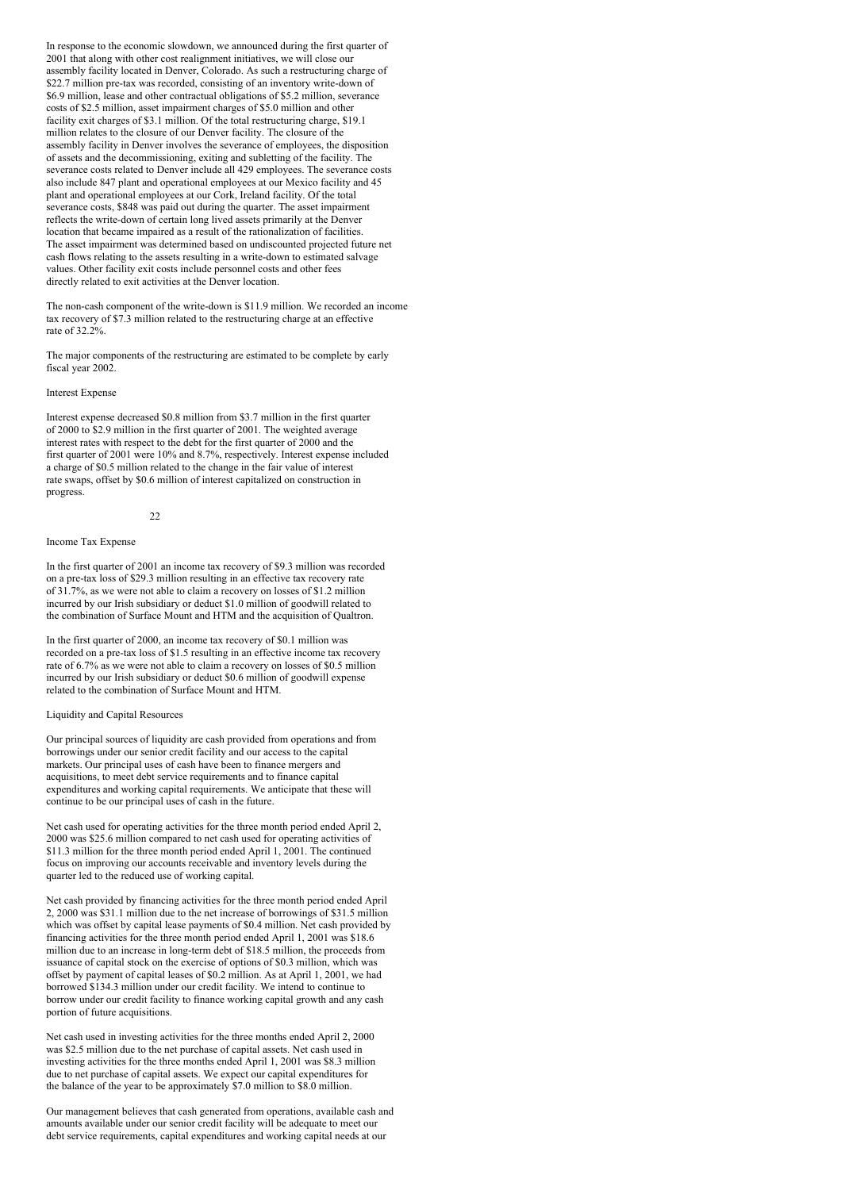In response to the economic slowdown, we announced during the first quarter of 2001 that along with other cost realignment initiatives, we will close our assembly facility located in Denver, Colorado. As such a restructuring charge of $22.7 million pre-tax was recorded, consisting of an inventory write-down of $6.9 million, lease and other contractual obligations of $5.2 million, severance costs of $2.5 million, asset impairment charges of $5.0 million and other facility exit charges of $3.1 million. Of the total restructuring charge, $19.1 million relates to the closure of our Denver facility. The closure of the assembly facility in Denver involves the severance of employees, the disposition of assets and the decommissioning, exiting and subletting of the facility. The severance costs related to Denver include all 429 employees. The severance costs also include 847 plant and operational employees at our Mexico facility and 45 plant and operational employees at our Cork, Ireland facility. Of the total severance costs, $848 was paid out during the quarter. The asset impairment reflects the write-down of certain long lived assets primarily at the Denver location that became impaired as a result of the rationalization of facilities. The asset impairment was determined based on undiscounted projected future net cash flows relating to the assets resulting in a write-down to estimated salvage values. Other facility exit costs include personnel costs and other fees directly related to exit activities at the Denver location.

The non-cash component of the write-down is $11.9 million. We recorded an income tax recovery of $7.3 million related to the restructuring charge at an effective rate of 32.2%.

The major components of the restructuring are estimated to be complete by early fiscal year 2002.

Interest Expense

Interest expense decreased $0.8 million from $3.7 million in the first quarter of 2000 to $2.9 million in the first quarter of 2001. The weighted average interest rates with respect to the debt for the first quarter of 2000 and the first quarter of 2001 were 10% and 8.7%, respectively. Interest expense included a charge of $0.5 million related to the change in the fair value of interest rate swaps, offset by $0.6 million of interest capitalized on construction in progress.

Income Tax Expense

In the first quarter of 2001 an income tax recovery of $9.3 million was recorded on a pre-tax loss of $29.3 million resulting in an effective tax recovery rate of 31.7%, as we were not able to claim a recovery on losses of $1.2 million incurred by our Irish subsidiary or deduct $1.0 million of goodwill related to the combination of Surface Mount and HTM and the acquisition of Qualtron.

In the first quarter of 2000, an income tax recovery of $0.1 million was recorded on a pre-tax loss of $1.5 resulting in an effective income tax recovery rate of 6.7% as we were not able to claim a recovery on losses of $0.5 million incurred by our Irish subsidiary or deduct $0.6 million of goodwill expense related to the combination of Surface Mount and HTM.

Liquidity and Capital Resources

Our principal sources of liquidity are cash provided from operations and from borrowings under our senior credit facility and our access to the capital markets. Our principal uses of cash have been to finance mergers and acquisitions, to meet debt service requirements and to finance capital expenditures and working capital requirements. We anticipate that these will continue to be our principal uses of cash in the future.

Net cash used for operating activities for the three month period ended April 2, 2000 was $25.6 million compared to net cash used for operating activities of $11.3 million for the three month period ended April 1, 2001. The continued focus on improving our accounts receivable and inventory levels during the quarter led to the reduced use of working capital.

Net cash provided by financing activities for the three month period ended April 2, 2000 was $31.1 million due to the net increase of borrowings of $31.5 million which was offset by capital lease payments of $0.4 million. Net cash provided by financing activities for the three month period ended April 1, 2001 was $18.6 million due to an increase in long-term debt of $18.5 million, the proceeds from issuance of capital stock on the exercise of options of $0.3 million, which was offset by payment of capital leases of $0.2 million. As at April 1, 2001, we had borrowed $134.3 million under our credit facility. We intend to continue to borrow under our credit facility to finance working capital growth and any cash portion of future acquisitions.

Net cash used in investing activities for the three months ended April 2, 2000 was $2.5 million due to the net purchase of capital assets. Net cash used in investing activities for the three months ended April 1, 2001 was $8.3 million due to net purchase of capital assets. We expect our capital expenditures for the balance of the year to be approximately $7.0 million to $8.0 million.

Our management believes that cash generated from operations, available cash and amounts available under our senior credit facility will be adequate to meet our debt service requirements, capital expenditures and working capital needs at our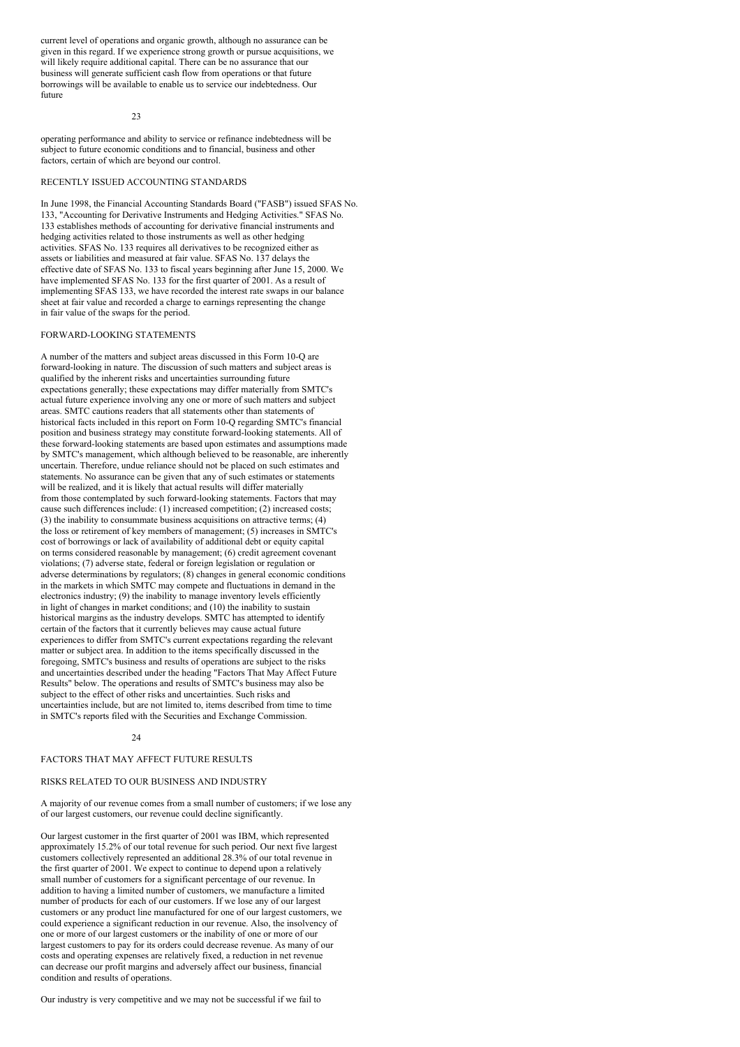current level of operations and organic growth, although no assurance can be given in this regard. If we experience strong growth or pursue acquisitions, we will likely require additional capital. There can be no assurance that our business will generate sufficient cash flow from operations or that future borrowings will be available to enable us to service our indebtedness. Our future

operating performance and ability to service or refinance indebtedness will be subject to future economic conditions and to financial, business and other factors, certain of which are beyond our control.

## RECENTLY ISSUED ACCOUNTING STANDARDS

In June 1998, the Financial Accounting Standards Board ("FASB") issued SFAS No. 133, "Accounting for Derivative Instruments and Hedging Activities." SFAS No. 133 establishes methods of accounting for derivative financial instruments and hedging activities related to those instruments as well as other hedging activities. SFAS No. 133 requires all derivatives to be recognized either as assets or liabilities and measured at fair value. SFAS No. 137 delays the effective date of SFAS No. 133 to fiscal years beginning after June 15, 2000. We have implemented SFAS No. 133 for the first quarter of 2001. As a result of implementing SFAS 133, we have recorded the interest rate swaps in our balance sheet at fair value and recorded a charge to earnings representing the change in fair value of the swaps for the period.

## FORWARD-LOOKING STATEMENTS

A number of the matters and subject areas discussed in this Form 10-Q are forward-looking in nature. The discussion of such matters and subject areas is qualified by the inherent risks and uncertainties surrounding future expectations generally; these expectations may differ materially from SMTC's actual future experience involving any one or more of such matters and subject areas. SMTC cautions readers that all statements other than statements of historical facts included in this report on Form 10-Q regarding SMTC's financial position and business strategy may constitute forward-looking statements. All of these forward-looking statements are based upon estimates and assumptions made by SMTC's management, which although believed to be reasonable, are inherently uncertain. Therefore, undue reliance should not be placed on such estimates and statements. No assurance can be given that any of such estimates or statements will be realized, and it is likely that actual results will differ materially from those contemplated by such forward-looking statements. Factors that may cause such differences include: (1) increased competition; (2) increased costs; (3) the inability to consummate business acquisitions on attractive terms; (4) the loss or retirement of key members of management; (5) increases in SMTC's cost of borrowings or lack of availability of additional debt or equity capital on terms considered reasonable by management; (6) credit agreement covenant violations; (7) adverse state, federal or foreign legislation or regulation or adverse determinations by regulators; (8) changes in general economic conditions in the markets in which SMTC may compete and fluctuations in demand in the electronics industry; (9) the inability to manage inventory levels efficiently in light of changes in market conditions; and (10) the inability to sustain historical margins as the industry develops. SMTC has attempted to identify certain of the factors that it currently believes may cause actual future experiences to differ from SMTC's current expectations regarding the relevant matter or subject area. In addition to the items specifically discussed in the foregoing, SMTC's business and results of operations are subject to the risks and uncertainties described under the heading "Factors That May Affect Future Results" below. The operations and results of SMTC's business may also be subject to the effect of other risks and uncertainties. Such risks and uncertainties include, but are not limited to, items described from time to time in SMTC's reports filed with the Securities and Exchange Commission.

## FACTORS THAT MAY AFFECT FUTURE RESULTS

### RISKS RELATED TO OUR BUSINESS AND INDUSTRY

A majority of our revenue comes from a small number of customers; if we lose any of our largest customers, our revenue could decline significantly.

Our largest customer in the first quarter of 2001 was IBM, which represented approximately 15.2% of our total revenue for such period. Our next five largest customers collectively represented an additional 28.3% of our total revenue in the first quarter of 2001. We expect to continue to depend upon a relatively small number of customers for a significant percentage of our revenue. In addition to having a limited number of customers, we manufacture a limited number of products for each of our customers. If we lose any of our largest customers or any product line manufactured for one of our largest customers, we could experience a significant reduction in our revenue. Also, the insolvency of one or more of our largest customers or the inability of one or more of our largest customers to pay for its orders could decrease revenue. As many of our costs and operating expenses are relatively fixed, a reduction in net revenue can decrease our profit margins and adversely affect our business, financial condition and results of operations.

Our industry is very competitive and we may not be successful if we fail to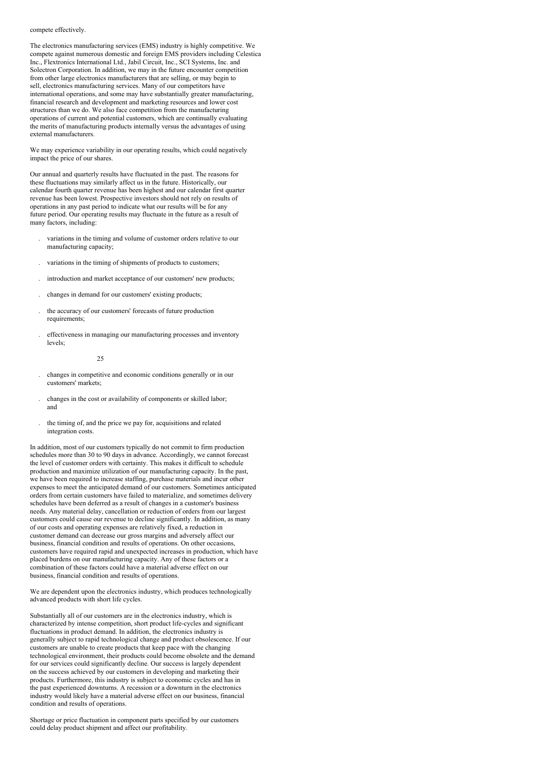compete effectively.

The electronics manufacturing services (EMS) industry is highly competitive. We compete against numerous domestic and foreign EMS providers including Celestica Inc., Flextronics International Ltd., Jabil Circuit, Inc., SCI Systems, Inc. and Solectron Corporation. In addition, we may in the future encounter competition from other large electronics manufacturers that are selling, or may begin to sell, electronics manufacturing services. Many of our competitors have international operations, and some may have substantially greater manufacturing, financial research and development and marketing resources and lower cost structures than we do. We also face competition from the manufacturing operations of current and potential customers, which are continually evaluating the merits of manufacturing products internally versus the advantages of using external manufacturers.

We may experience variability in our operating results, which could negatively impact the price of our shares.

Our annual and quarterly results have fluctuated in the past. The reasons for these fluctuations may similarly affect us in the future. Historically, our calendar fourth quarter revenue has been highest and our calendar first quarter revenue has been lowest. Prospective investors should not rely on results of operations in any past period to indicate what our results will be for any future period. Our operating results may fluctuate in the future as a result of many factors, including:

- variations in the timing and volume of customer orders relative to our manufacturing capacity;
- variations in the timing of shipments of products to customers;
- introduction and market acceptance of our customers' new products;
- changes in demand for our customers' existing products;
- the accuracy of our customers' forecasts of future production requirements;
- effectiveness in managing our manufacturing processes and inventory levels;
- changes in competitive and economic conditions generally or in our customers' markets;
- changes in the cost or availability of components or skilled labor; and
- the timing of, and the price we pay for, acquisitions and related integration costs.

In addition, most of our customers typically do not commit to firm production schedules more than 30 to 90 days in advance. Accordingly, we cannot forecast the level of customer orders with certainty. This makes it difficult to schedule production and maximize utilization of our manufacturing capacity. In the past, we have been required to increase staffing, purchase materials and incur other expenses to meet the anticipated demand of our customers. Sometimes anticipated orders from certain customers have failed to materialize, and sometimes delivery schedules have been deferred as a result of changes in a customer's business needs. Any material delay, cancellation or reduction of orders from our largest customers could cause our revenue to decline significantly. In addition, as many of our costs and operating expenses are relatively fixed, a reduction in customer demand can decrease our gross margins and adversely affect our business, financial condition and results of operations. On other occasions, customers have required rapid and unexpected increases in production, which have placed burdens on our manufacturing capacity. Any of these factors or a combination of these factors could have a material adverse effect on our business, financial condition and results of operations.

We are dependent upon the electronics industry, which produces technologically advanced products with short life cycles.

Substantially all of our customers are in the electronics industry, which is characterized by intense competition, short product life-cycles and significant fluctuations in product demand. In addition, the electronics industry is generally subject to rapid technological change and product obsolescence. If our customers are unable to create products that keep pace with the changing technological environment, their products could become obsolete and the demand for our services could significantly decline. Our success is largely dependent on the success achieved by our customers in developing and marketing their products. Furthermore, this industry is subject to economic cycles and has in the past experienced downturns. A recession or a downturn in the electronics industry would likely have a material adverse effect on our business, financial condition and results of operations.

Shortage or price fluctuation in component parts specified by our customers could delay product shipment and affect our profitability.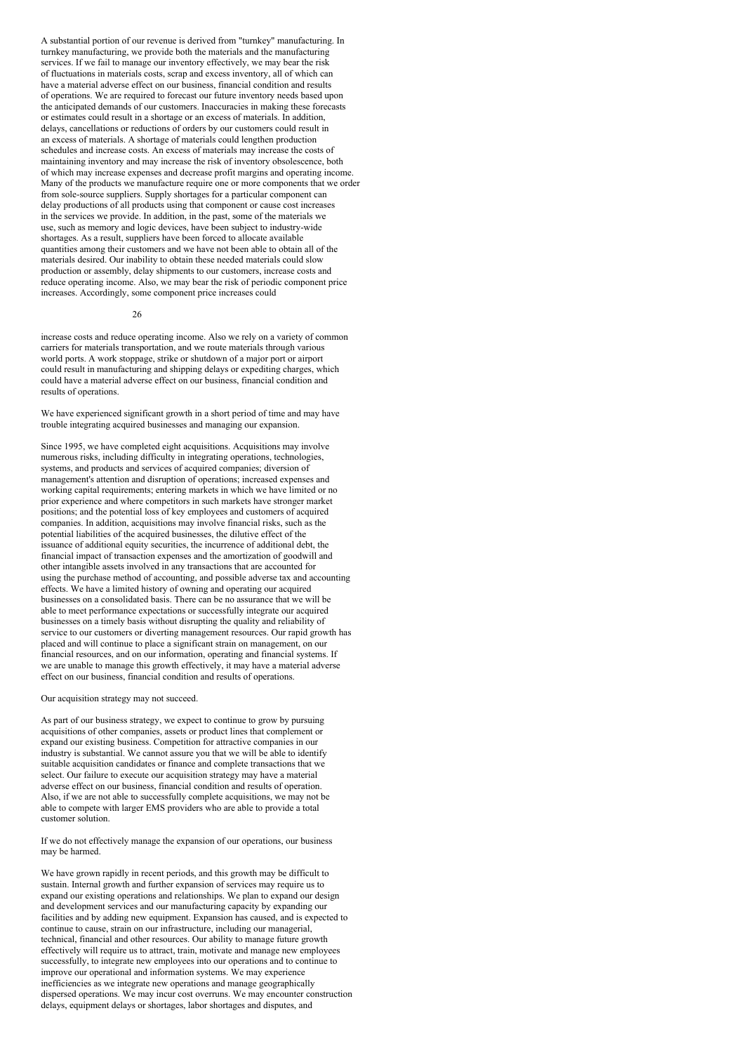A substantial portion of our revenue is derived from "turnkey" manufacturing. In turnkey manufacturing, we provide both the materials and the manufacturing services. If we fail to manage our inventory effectively, we may bear the risk of fluctuations in materials costs, scrap and excess inventory, all of which can have a material adverse effect on our business, financial condition and results of operations. We are required to forecast our future inventory needs based upon the anticipated demands of our customers. Inaccuracies in making these forecasts or estimates could result in a shortage or an excess of materials. In addition, delays, cancellations or reductions of orders by our customers could result in an excess of materials. A shortage of materials could lengthen production schedules and increase costs. An excess of materials may increase the costs of maintaining inventory and may increase the risk of inventory obsolescence, both of which may increase expenses and decrease profit margins and operating income. Many of the products we manufacture require one or more components that we order from sole-source suppliers. Supply shortages for a particular component can delay productions of all products using that component or cause cost increases in the services we provide. In addition, in the past, some of the materials we use, such as memory and logic devices, have been subject to industry-wide shortages. As a result, suppliers have been forced to allocate available quantities among their customers and we have not been able to obtain all of the materials desired. Our inability to obtain these needed materials could slow production or assembly, delay shipments to our customers, increase costs and reduce operating income. Also, we may bear the risk of periodic component price increases. Accordingly, some component price increases could increase costs and reduce operating income. Also we rely on a variety of common carriers for materials transportation, and we route materials through various world ports. A work stoppage, strike or shutdown of a major port or airport could result in manufacturing and shipping delays or expediting charges, which could have a material adverse effect on our business, financial condition and results of operations.

We have experienced significant growth in a short period of time and may have trouble integrating acquired businesses and managing our expansion.

Since 1995, we have completed eight acquisitions. Acquisitions may involve numerous risks, including difficulty in integrating operations, technologies, systems, and products and services of acquired companies; diversion of management's attention and disruption of operations; increased expenses and working capital requirements; entering markets in which we have limited or no prior experience and where competitors in such markets have stronger market positions; and the potential loss of key employees and customers of acquired companies. In addition, acquisitions may involve financial risks, such as the potential liabilities of the acquired businesses, the dilutive effect of the issuance of additional equity securities, the incurrence of additional debt, the financial impact of transaction expenses and the amortization of goodwill and other intangible assets involved in any transactions that are accounted for using the purchase method of accounting, and possible adverse tax and accounting effects. We have a limited history of owning and operating our acquired businesses on a consolidated basis. There can be no assurance that we will be able to meet performance expectations or successfully integrate our acquired businesses on a timely basis without disrupting the quality and reliability of service to our customers or diverting management resources. Our rapid growth has placed and will continue to place a significant strain on management, on our financial resources, and on our information, operating and financial systems. If we are unable to manage this growth effectively, it may have a material adverse effect on our business, financial condition and results of operations.

Our acquisition strategy may not succeed.

As part of our business strategy, we expect to continue to grow by pursuing acquisitions of other companies, assets or product lines that complement or expand our existing business. Competition for attractive companies in our industry is substantial. We cannot assure you that we will be able to identify suitable acquisition candidates or finance and complete transactions that we select. Our failure to execute our acquisition strategy may have a material adverse effect on our business, financial condition and results of operation. Also, if we are not able to successfully complete acquisitions, we may not be able to compete with larger EMS providers who are able to provide a total customer solution.

If we do not effectively manage the expansion of our operations, our business may be harmed.

We have grown rapidly in recent periods, and this growth may be difficult to sustain. Internal growth and further expansion of services may require us to expand our existing operations and relationships. We plan to expand our design and development services and our manufacturing capacity by expanding our facilities and by adding new equipment. Expansion has caused, and is expected to continue to cause, strain on our infrastructure, including our managerial, technical, financial and other resources. Our ability to manage future growth effectively will require us to attract, train, motivate and manage new employees successfully, to integrate new employees into our operations and to continue to improve our operational and information systems. We may experience inefficiencies as we integrate new operations and manage geographically dispersed operations. We may incur cost overruns. We may encounter construction delays, equipment delays or shortages, labor shortages and disputes, and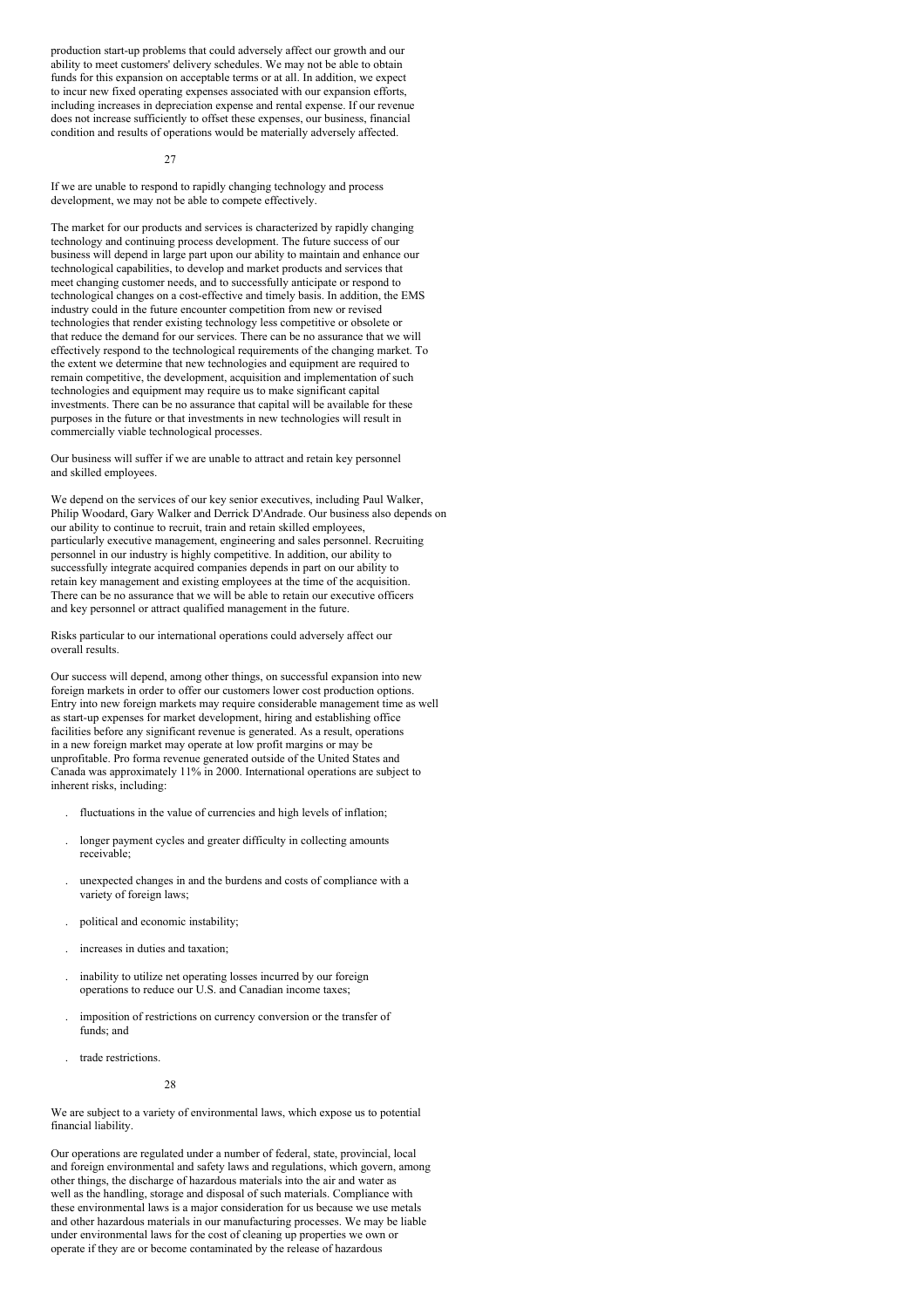production start-up problems that could adversely affect our growth and our ability to meet customers' delivery schedules. We may not be able to obtain funds for this expansion on acceptable terms or at all. In addition, we expect to incur new fixed operating expenses associated with our expansion efforts, including increases in depreciation expense and rental expense. If our revenue does not increase sufficiently to offset these expenses, our business, financial condition and results of operations would be materially adversely affected.

If we are unable to respond to rapidly changing technology and process development, we may not be able to compete effectively.

The market for our products and services is characterized by rapidly changing technology and continuing process development. The future success of our business will depend in large part upon our ability to maintain and enhance our technological capabilities, to develop and market products and services that meet changing customer needs, and to successfully anticipate or respond to technological changes on a cost-effective and timely basis. In addition, the EMS industry could in the future encounter competition from new or revised technologies that render existing technology less competitive or obsolete or that reduce the demand for our services. There can be no assurance that we will effectively respond to the technological requirements of the changing market. To the extent we determine that new technologies and equipment are required to remain competitive, the development, acquisition and implementation of such technologies and equipment may require us to make significant capital investments. There can be no assurance that capital will be available for these purposes in the future or that investments in new technologies will result in commercially viable technological processes.

Our business will suffer if we are unable to attract and retain key personnel and skilled employees.

We depend on the services of our key senior executives, including Paul Walker, Philip Woodard, Gary Walker and Derrick D'Andrade. Our business also depends on our ability to continue to recruit, train and retain skilled employees, particularly executive management, engineering and sales personnel. Recruiting personnel in our industry is highly competitive. In addition, our ability to successfully integrate acquired companies depends in part on our ability to retain key management and existing employees at the time of the acquisition. There can be no assurance that we will be able to retain our executive officers and key personnel or attract qualified management in the future.

Risks particular to our international operations could adversely affect our overall results.

Our success will depend, among other things, on successful expansion into new foreign markets in order to offer our customers lower cost production options. Entry into new foreign markets may require considerable management time as well as start-up expenses for market development, hiring and establishing office facilities before any significant revenue is generated. As a result, operations in a new foreign market may operate at low profit margins or may be unprofitable. Pro forma revenue generated outside of the United States and Canada was approximately 11% in 2000. International operations are subject to inherent risks, including:

- fluctuations in the value of currencies and high levels of inflation;
- longer payment cycles and greater difficulty in collecting amounts receivable;
- unexpected changes in and the burdens and costs of compliance with a variety of foreign laws;
- political and economic instability;
- increases in duties and taxation;
- inability to utilize net operating losses incurred by our foreign operations to reduce our U.S. and Canadian income taxes;
- imposition of restrictions on currency conversion or the transfer of funds; and
- trade restrictions.

We are subject to a variety of environmental laws, which expose us to potential financial liability.

Our operations are regulated under a number of federal, state, provincial, local and foreign environmental and safety laws and regulations, which govern, among other things, the discharge of hazardous materials into the air and water as well as the handling, storage and disposal of such materials. Compliance with these environmental laws is a major consideration for us because we use metals and other hazardous materials in our manufacturing processes. We may be liable under environmental laws for the cost of cleaning up properties we own or operate if they are or become contaminated by the release of hazardous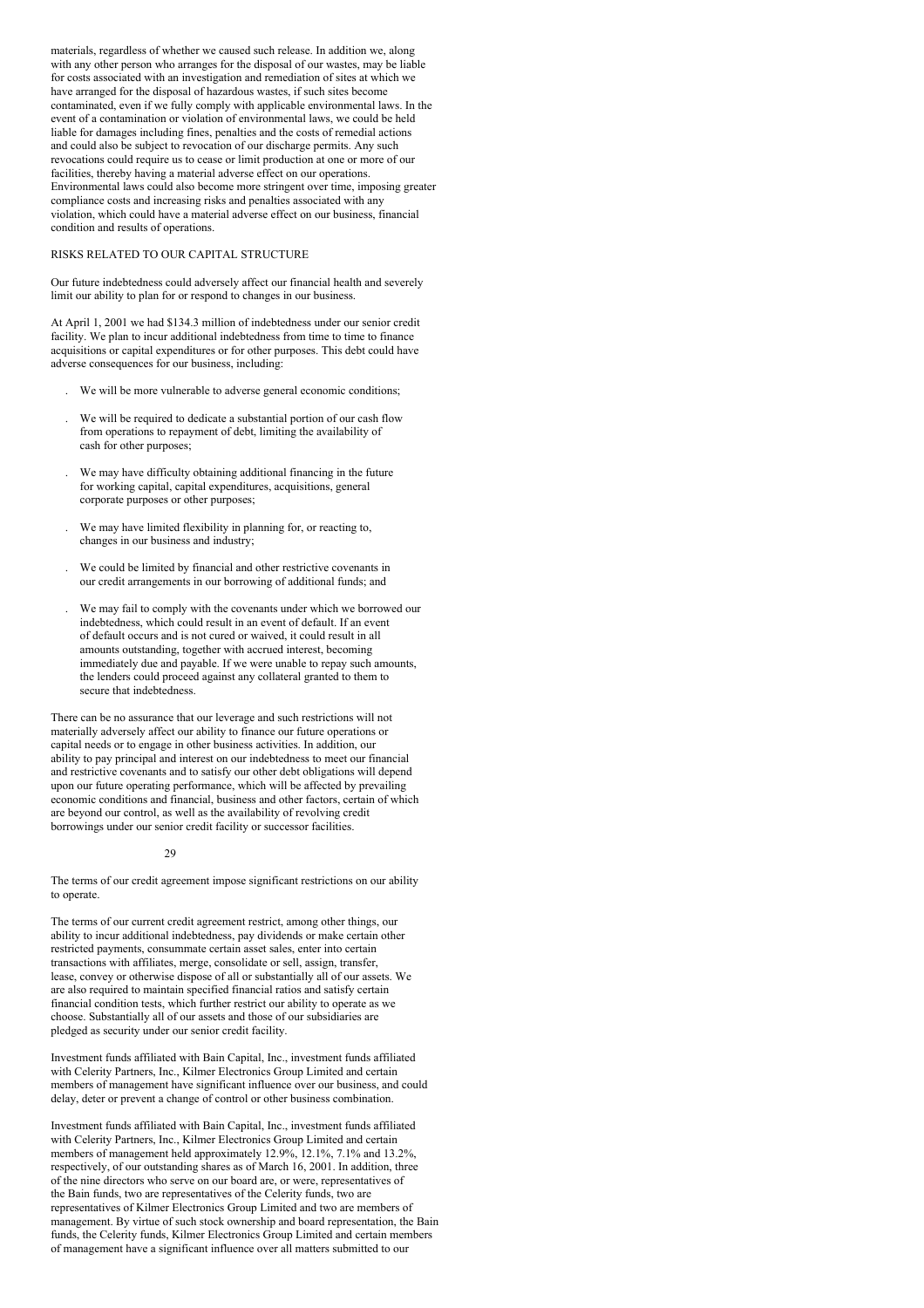materials, regardless of whether we caused such release. In addition we, along with any other person who arranges for the disposal of our wastes, may be liable for costs associated with an investigation and remediation of sites at which we have arranged for the disposal of hazardous wastes, if such sites become contaminated, even if we fully comply with applicable environmental laws. In the event of a contamination or violation of environmental laws, we could be held liable for damages including fines, penalties and the costs of remedial actions and could also be subject to revocation of our discharge permits. Any such revocations could require us to cease or limit production at one or more of our facilities, thereby having a material adverse effect on our operations. Environmental laws could also become more stringent over time, imposing greater compliance costs and increasing risks and penalties associated with any violation, which could have a material adverse effect on our business, financial condition and results of operations.

## RISKS RELATED TO OUR CAPITAL STRUCTURE

Our future indebtedness could adversely affect our financial health and severely limit our ability to plan for or respond to changes in our business.

At April 1, 2001 we had $134.3 million of indebtedness under our senior credit facility. We plan to incur additional indebtedness from time to time to finance acquisitions or capital expenditures or for other purposes. This debt could have adverse consequences for our business, including:

- We will be more vulnerable to adverse general economic conditions;
- We will be required to dedicate a substantial portion of our cash flow from operations to repayment of debt, limiting the availability of cash for other purposes;
- We may have difficulty obtaining additional financing in the future for working capital, capital expenditures, acquisitions, general corporate purposes or other purposes;
- We may have limited flexibility in planning for, or reacting to, changes in our business and industry;
- We could be limited by financial and other restrictive covenants in our credit arrangements in our borrowing of additional funds; and
- We may fail to comply with the covenants under which we borrowed our indebtedness, which could result in an event of default. If an event of default occurs and is not cured or waived, it could result in all amounts outstanding, together with accrued interest, becoming immediately due and payable. If we were unable to repay such amounts, the lenders could proceed against any collateral granted to them to secure that indebtedness.

There can be no assurance that our leverage and such restrictions will not materially adversely affect our ability to finance our future operations or capital needs or to engage in other business activities. In addition, our ability to pay principal and interest on our indebtedness to meet our financial and restrictive covenants and to satisfy our other debt obligations will depend upon our future operating performance, which will be affected by prevailing economic conditions and financial, business and other factors, certain of which are beyond our control, as well as the availability of revolving credit borrowings under our senior credit facility or successor facilities.

The terms of our credit agreement impose significant restrictions on our ability to operate.

The terms of our current credit agreement restrict, among other things, our ability to incur additional indebtedness, pay dividends or make certain other restricted payments, consummate certain asset sales, enter into certain transactions with affiliates, merge, consolidate or sell, assign, transfer, lease, convey or otherwise dispose of all or substantially all of our assets. We are also required to maintain specified financial ratios and satisfy certain financial condition tests, which further restrict our ability to operate as we choose. Substantially all of our assets and those of our subsidiaries are pledged as security under our senior credit facility.

Investment funds affiliated with Bain Capital, Inc., investment funds affiliated with Celerity Partners, Inc., Kilmer Electronics Group Limited and certain members of management have significant influence over our business, and could delay, deter or prevent a change of control or other business combination.

Investment funds affiliated with Bain Capital, Inc., investment funds affiliated with Celerity Partners, Inc., Kilmer Electronics Group Limited and certain members of management held approximately 12.9%, 12.1%, 7.1% and 13.2%, respectively, of our outstanding shares as of March 16, 2001. In addition, three of the nine directors who serve on our board are, or were, representatives of the Bain funds, two are representatives of the Celerity funds, two are representatives of Kilmer Electronics Group Limited and two are members of management. By virtue of such stock ownership and board representation, the Bain funds, the Celerity funds, Kilmer Electronics Group Limited and certain members of management have a significant influence over all matters submitted to our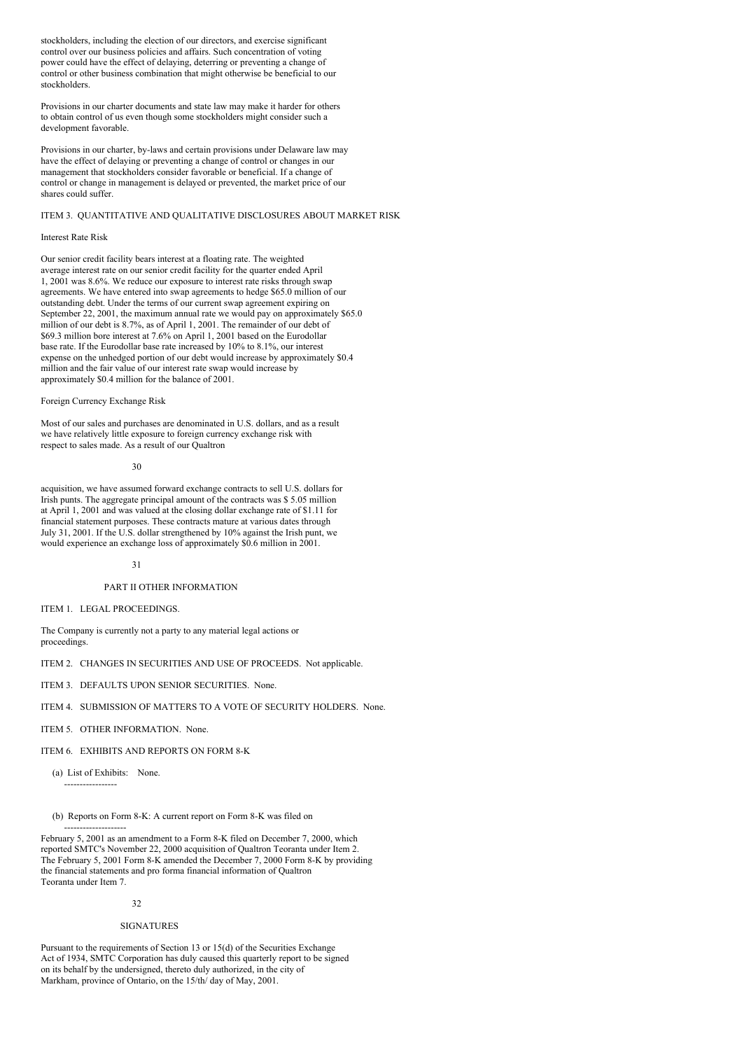stockholders, including the election of our directors, and exercise significant control over our business policies and affairs. Such concentration of voting power could have the effect of delaying, deterring or preventing a change of control or other business combination that might otherwise be beneficial to our stockholders.

Provisions in our charter documents and state law may make it harder for others to obtain control of us even though some stockholders might consider such a development favorable.

Provisions in our charter, by-laws and certain provisions under Delaware law may have the effect of delaying or preventing a change of control or changes in our management that stockholders consider favorable or beneficial. If a change of control or change in management is delayed or prevented, the market price of our shares could suffer.

## ITEM 3. QUANTITATIVE AND QUALITATIVE DISCLOSURES ABOUT MARKET RISK

Interest Rate Risk

Our senior credit facility bears interest at a floating rate. The weighted average interest rate on our senior credit facility for the quarter ended April 1, 2001 was 8.6%. We reduce our exposure to interest rate risks through swap agreements. We have entered into swap agreements to hedge $65.0 million of our outstanding debt. Under the terms of our current swap agreement expiring on September 22, 2001, the maximum annual rate we would pay on approximately $65.0 million of our debt is 8.7%, as of April 1, 2001. The remainder of our debt of $69.3 million bore interest at 7.6% on April 1, 2001 based on the Eurodollar base rate. If the Eurodollar base rate increased by 10% to 8.1%, our interest expense on the unhedged portion of our debt would increase by approximately $0.4 million and the fair value of our interest rate swap would increase by approximately $0.4 million for the balance of 2001.

Foreign Currency Exchange Risk

Most of our sales and purchases are denominated in U.S. dollars, and as a result we have relatively little exposure to foreign currency exchange risk with respect to sales made. As a result of our Qualtron acquisition, we have assumed forward exchange contracts to sell U.S. dollars for Irish punts. The aggregate principal amount of the contracts was $ 5.05 million at April 1, 2001 and was valued at the closing dollar exchange rate of $1.11 for financial statement purposes. These contracts mature at various dates through July 31, 2001. If the U.S. dollar strengthened by 10% against the Irish punt, we would experience an exchange loss of approximately $0.6 million in 2001.

# PART II OTHER INFORMATION

## ITEM 1. LEGAL PROCEEDINGS.

The Company is currently not a party to any material legal actions or proceedings.

## ITEM 2. CHANGES IN SECURITIES AND USE OF PROCEEDS. Not applicable.

## ITEM 3. DEFAULTS UPON SENIOR SECURITIES. None.

## ITEM 4. SUBMISSION OF MATTERS TO A VOTE OF SECURITY HOLDERS. None.

## ITEM 5. OTHER INFORMATION. None.

## ITEM 6. EXHIBITS AND REPORTS ON FORM 8-K

(a) List of Exhibits: None.

(b) Reports on Form 8-K: A current report on Form 8-K was filed on February 5, 2001 as an amendment to a Form 8-K filed on December 7, 2000, which reported SMTC's November 22, 2000 acquisition of Qualtron Teoranta under Item 2. The February 5, 2001 Form 8-K amended the December 7, 2000 Form 8-K by providing the financial statements and pro forma financial information of Qualtron Teoranta under Item 7.

## SIGNATURES

Pursuant to the requirements of Section 13 or 15(d) of the Securities Exchange Act of 1934, SMTC Corporation has duly caused this quarterly report to be signed on its behalf by the undersigned, thereto duly authorized, in the city of Markham, province of Ontario, on the 15/th/ day of May, 2001.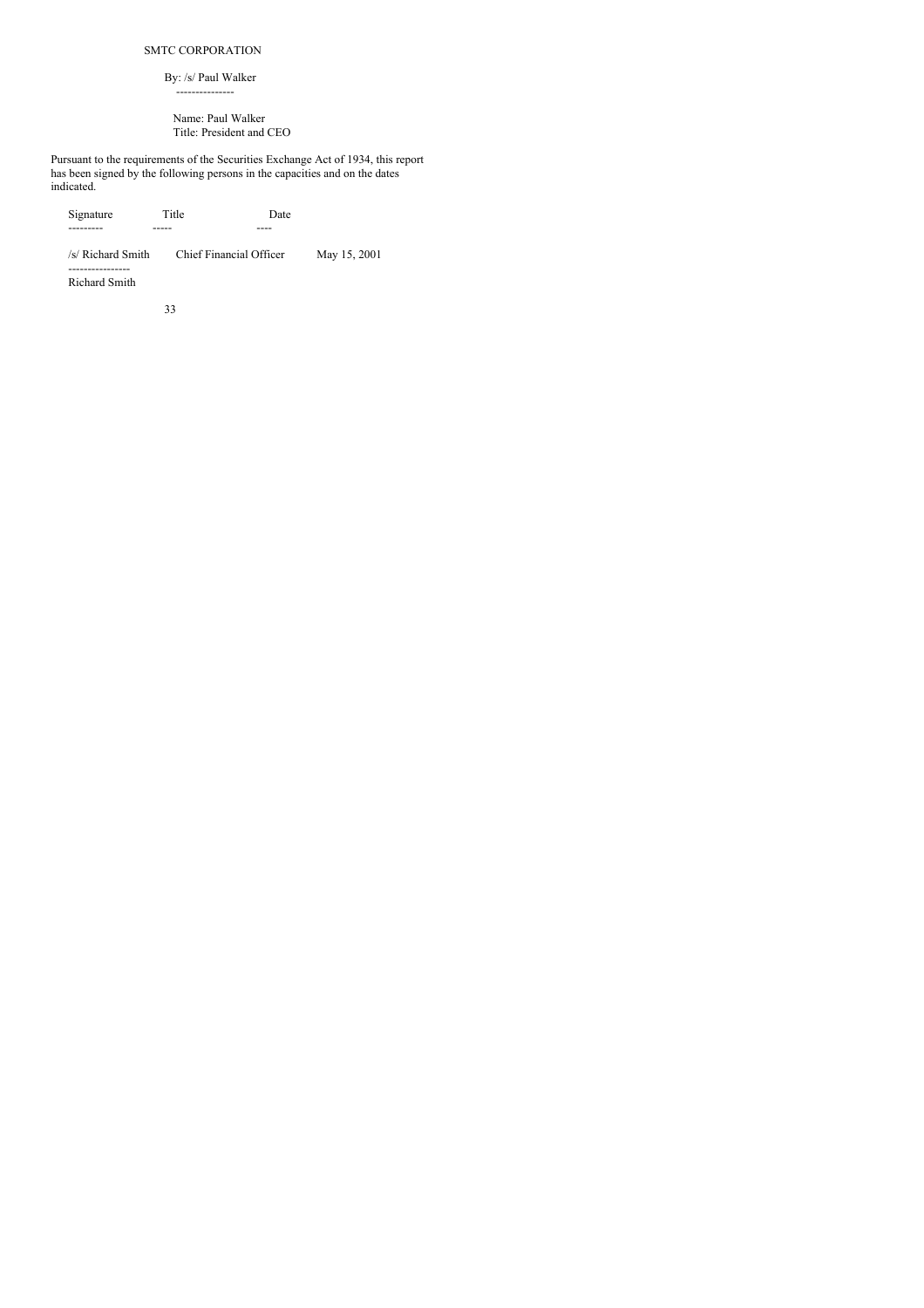SMTC CORPORATION

By: /s/ Paul Walker

Name: Paul Walker
Title: President and CEO

Pursuant to the requirements of the Securities Exchange Act of 1934, this report has been signed by the following persons in the capacities and on the dates indicated.

| Signature | Title | Date |
|---|---|---|
| /s/ Richard Smith<br>Richard Smith | Chief Financial Officer | May 15, 2001 |